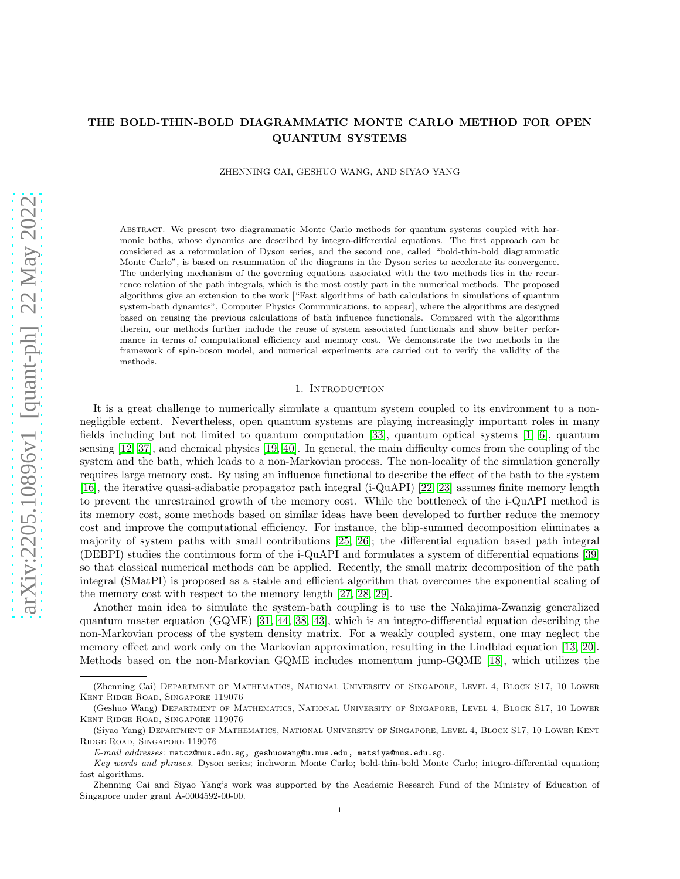# THE BOLD-THIN-BOLD DIAGRAMMATIC MONTE CARLO METHOD FOR OPEN QUANTUM SYSTEMS

ZHENNING CAI, GESHUO WANG, AND SIYAO YANG

Abstract. We present two diagrammatic Monte Carlo methods for quantum systems coupled with harmonic baths, whose dynamics are described by integro-differential equations. The first approach can be considered as a reformulation of Dyson series, and the second one, called "bold-thin-bold diagrammatic Monte Carlo", is based on resummation of the diagrams in the Dyson series to accelerate its convergence. The underlying mechanism of the governing equations associated with the two methods lies in the recurrence relation of the path integrals, which is the most costly part in the numerical methods. The proposed algorithms give an extension to the work ["Fast algorithms of bath calculations in simulations of quantum system-bath dynamics", Computer Physics Communications, to appear], where the algorithms are designed based on reusing the previous calculations of bath influence functionals. Compared with the algorithms therein, our methods further include the reuse of system associated functionals and show better performance in terms of computational efficiency and memory cost. We demonstrate the two methods in the framework of spin-boson model, and numerical experiments are carried out to verify the validity of the methods.

## 1. Introduction

It is a great challenge to numerically simulate a quantum system coupled to its environment to a non-negligible extent. Nevertheless, open quantum systems are playing increasingly important roles in many fields including but not limited to quantum computation [33], quantum optical systems [1, 6], quantum sensing [12, 37], and chemical physics [19, 40]. In general, the main difficulty comes from the coupling of the system and the bath, which leads to a non-Markovian process. The non-locality of the simulation generally requires large memory cost. By using an influence functional to describe the effect of the bath to the system [16], the iterative quasi-adiabatic propagator path integral (i-QuAPI) [22, 23] assumes finite memory length to prevent the unrestrained growth of the memory cost. While the bottleneck of the i-QuAPI method is its memory cost, some methods based on similar ideas have been developed to further reduce the memory cost and improve the computational efficiency. For instance, the blip-summed decomposition eliminates a majority of system paths with small contributions [25, 26]; the differential equation based path integral (DEBPI) studies the continuous form of the i-QuAPI and formulates a system of differential equations [39] so that classical numerical methods can be applied. Recently, the small matrix decomposition of the path integral (SMatPI) is proposed as a stable and efficient algorithm that overcomes the exponential scaling of the memory cost with respect to the memory length [27, 28, 29].

Another main idea to simulate the system-bath coupling is to use the Nakajima-Zwanzig generalized quantum master equation (GQME) [31, 44, 38, 43], which is an integro-differential equation describing the non-Markovian process of the system density matrix. For a weakly coupled system, one may neglect the memory effect and work only on the Markovian approximation, resulting in the Lindblad equation [13, 20]. Methods based on the non-Markovian GQME includes momentum jump-GQME [18], which utilizes the

(Zhenning Cai) Department of Mathematics, National University of Singapore, Level 4, Block S17, 10 Lower Kent Ridge Road, Singapore 119076

(Geshuo Wang) Department of Mathematics, National University of Singapore, Level 4, Block S17, 10 Lower Kent Ridge Road, Singapore 119076

(Siyao Yang) Department of Mathematics, National University of Singapore, Level 4, Block S17, 10 Lower Kent Ridge Road, Singapore 119076

*E-mail addresses*: matcz@nus.edu.sg, geshuowang@u.nus.edu, matsiya@nus.edu.sg.

*Key words and phrases.* Dyson series; inchworm Monte Carlo; bold-thin-bold Monte Carlo; integro-differential equation; fast algorithms.

Zhenning Cai and Siyao Yang's work was supported by the Academic Research Fund of the Ministry of Education of Singapore under grant A-0004592-00-00.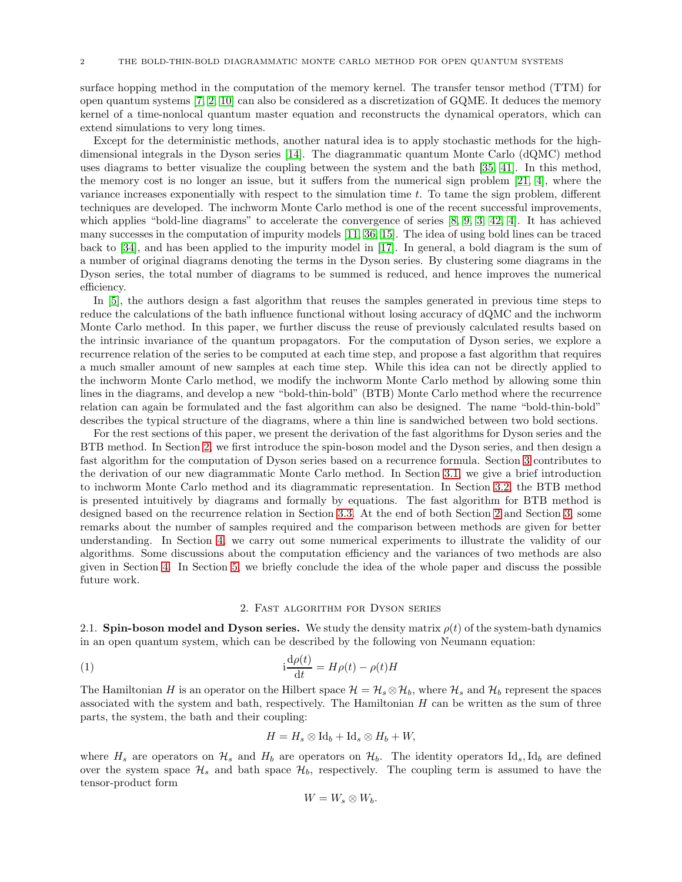surface hopping method in the computation of the memory kernel. The transfer tensor method (TTM) for open quantum systems [7, 2, 10] can also be considered as a discretization of GQME. It deduces the memory kernel of a time-nonlocal quantum master equation and reconstructs the dynamical operators, which can extend simulations to very long times.

Except for the deterministic methods, another natural idea is to apply stochastic methods for the high-dimensional integrals in the Dyson series [14]. The diagrammatic quantum Monte Carlo (dQMC) method uses diagrams to better visualize the coupling between the system and the bath [35, 41]. In this method, the memory cost is no longer an issue, but it suffers from the numerical sign problem [21, 4], where the variance increases exponentially with respect to the simulation time $t$. To tame the sign problem, different techniques are developed. The inchworm Monte Carlo method is one of the recent successful improvements, which applies "bold-line diagrams" to accelerate the convergence of series [8, 9, 3, 42, 4]. It has achieved many successes in the computation of impurity models [11, 36, 15]. The idea of using bold lines can be traced back to [34], and has been applied to the impurity model in [17]. In general, a bold diagram is the sum of a number of original diagrams denoting the terms in the Dyson series. By clustering some diagrams in the Dyson series, the total number of diagrams to be summed is reduced, and hence improves the numerical efficiency.

In [5], the authors design a fast algorithm that reuses the samples generated in previous time steps to reduce the calculations of the bath influence functional without losing accuracy of dQMC and the inchworm Monte Carlo method. In this paper, we further discuss the reuse of previously calculated results based on the intrinsic invariance of the quantum propagators. For the computation of Dyson series, we explore a recurrence relation of the series to be computed at each time step, and propose a fast algorithm that requires a much smaller amount of new samples at each time step. While this idea can not be directly applied to the inchworm Monte Carlo method, we modify the inchworm Monte Carlo method by allowing some thin lines in the diagrams, and develop a new "bold-thin-bold" (BTB) Monte Carlo method where the recurrence relation can again be formulated and the fast algorithm can also be designed. The name "bold-thin-bold" describes the typical structure of the diagrams, where a thin line is sandwiched between two bold sections.

For the rest sections of this paper, we present the derivation of the fast algorithms for Dyson series and the BTB method. In Section 2, we first introduce the spin-boson model and the Dyson series, and then design a fast algorithm for the computation of Dyson series based on a recurrence formula. Section 3 contributes to the derivation of our new diagrammatic Monte Carlo method. In Section 3.1, we give a brief introduction to inchworm Monte Carlo method and its diagrammatic representation. In Section 3.2, the BTB method is presented intuitively by diagrams and formally by equations. The fast algorithm for BTB method is designed based on the recurrence relation in Section 3.3. At the end of both Section 2 and Section 3, some remarks about the number of samples required and the comparison between methods are given for better understanding. In Section 4, we carry out some numerical experiments to illustrate the validity of our algorithms. Some discussions about the computation efficiency and the variances of two methods are also given in Section 4. In Section 5, we briefly conclude the idea of the whole paper and discuss the possible future work.

## 2. Fast algorithm for Dyson series

**2.1. Spin-boson model and Dyson series.** We study the density matrix $\rho(t)$ of the system-bath dynamics in an open quantum system, which can be described by the following von Neumann equation:

$$\mathrm{i}\frac{\mathrm{d}\rho(t)}{\mathrm{d}t} = H\rho(t) - \rho(t)H \tag{1}$$

The Hamiltonian $H$ is an operator on the Hilbert space $\mathcal{H} = \mathcal{H}_s \otimes \mathcal{H}_b$, where $\mathcal{H}_s$ and $\mathcal{H}_b$ represent the spaces associated with the system and bath, respectively. The Hamiltonian $H$ can be written as the sum of three parts, the system, the bath and their coupling:

$$H = H_s \otimes \mathrm{Id}_b + \mathrm{Id}_s \otimes H_b + W,$$

where $H_s$ are operators on $\mathcal{H}_s$ and $H_b$ are operators on $\mathcal{H}_b$. The identity operators $\mathrm{Id}_s, \mathrm{Id}_b$ are defined over the system space $\mathcal{H}_s$ and bath space $\mathcal{H}_b$, respectively. The coupling term is assumed to have the tensor-product form

$$W = W_s \otimes W_b.$$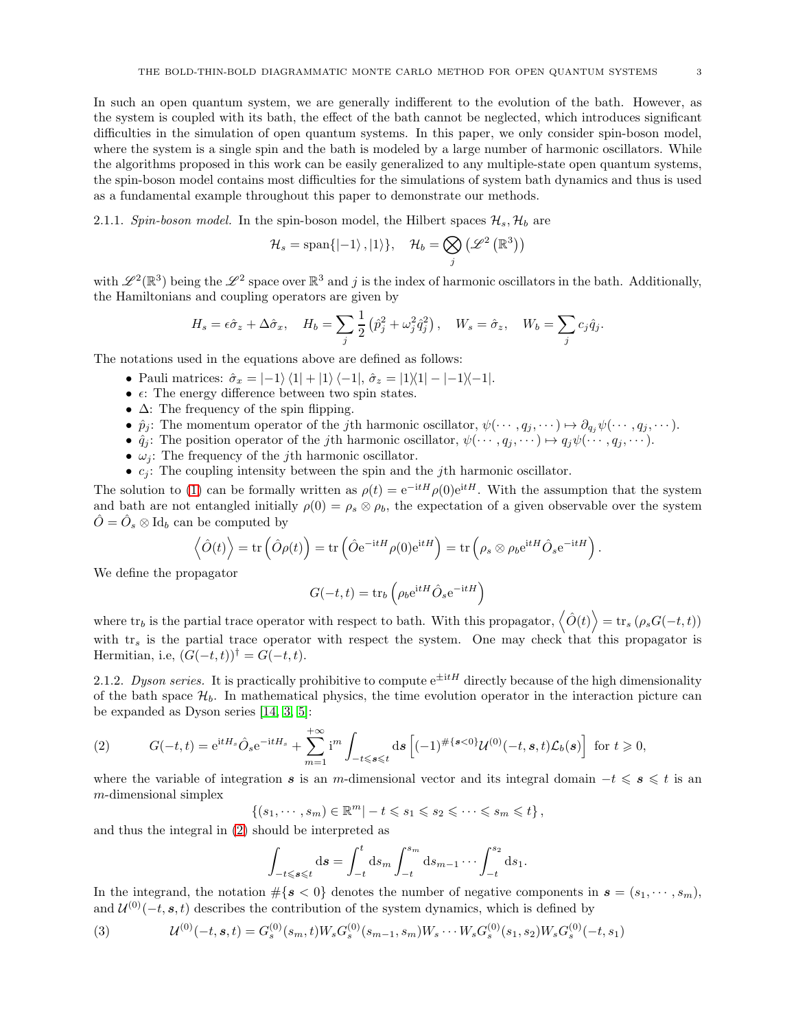In such an open quantum system, we are generally indifferent to the evolution of the bath. However, as the system is coupled with its bath, the effect of the bath cannot be neglected, which introduces significant difficulties in the simulation of open quantum systems. In this paper, we only consider spin-boson model, where the system is a single spin and the bath is modeled by a large number of harmonic oscillators. While the algorithms proposed in this work can be easily generalized to any multiple-state open quantum systems, the spin-boson model contains most difficulties for the simulations of system bath dynamics and thus is used as a fundamental example throughout this paper to demonstrate our methods.

2.1.1. *Spin-boson model.* In the spin-boson model, the Hilbert spaces $\mathcal{H}_s, \mathcal{H}_b$ are

$$\mathcal{H}_s = \operatorname{span}\{|-1\rangle, |1\rangle\}, \quad \mathcal{H}_b = \bigotimes_j \left(\mathscr{L}^2\left(\mathbb{R}^3\right)\right)$$

with $\mathscr{L}^2(\mathbb{R}^3)$ being the $\mathscr{L}^2$ space over $\mathbb{R}^3$ and $j$ is the index of harmonic oscillators in the bath. Additionally, the Hamiltonians and coupling operators are given by

$$H_s = \epsilon\hat{\sigma}_z + \Delta\hat{\sigma}_x, \quad H_b = \sum_j \frac{1}{2}\left(\hat{p}_j^2 + \omega_j^2\hat{q}_j^2\right), \quad W_s = \hat{\sigma}_z, \quad W_b = \sum_j c_j \hat{q}_j.$$

The notations used in the equations above are defined as follows:

- Pauli matrices: $\hat{\sigma}_x = |-1\rangle\langle 1| + |1\rangle\langle -1|$, $\hat{\sigma}_z = |1\rangle\langle 1| - |-1\rangle\langle -1|$.
- $\epsilon$: The energy difference between two spin states.
- $\Delta$: The frequency of the spin flipping.
- $\hat{p}_j$: The momentum operator of the $j$th harmonic oscillator, $\psi(\cdots, q_j, \cdots) \mapsto \partial_{q_j}\psi(\cdots, q_j, \cdots)$.
- $\hat{q}_j$: The position operator of the $j$th harmonic oscillator, $\psi(\cdots, q_j, \cdots) \mapsto q_j\psi(\cdots, q_j, \cdots)$.
- $\omega_j$: The frequency of the $j$th harmonic oscillator.
- $c_j$: The coupling intensity between the spin and the $j$th harmonic oscillator.

The solution to (1) can be formally written as $\rho(t) = \mathrm{e}^{-\mathrm{i}tH}\rho(0)\mathrm{e}^{\mathrm{i}tH}$. With the assumption that the system and bath are not entangled initially $\rho(0) = \rho_s \otimes \rho_b$, the expectation of a given observable over the system $\hat{O} = \hat{O}_s \otimes \mathrm{Id}_b$ can be computed by

$$\left\langle \hat{O}(t) \right\rangle = \operatorname{tr}\left(\hat{O}\rho(t)\right) = \operatorname{tr}\left(\hat{O}\mathrm{e}^{-\mathrm{i}tH}\rho(0)\mathrm{e}^{\mathrm{i}tH}\right) = \operatorname{tr}\left(\rho_s \otimes \rho_b \mathrm{e}^{\mathrm{i}tH}\hat{O}_s\mathrm{e}^{-\mathrm{i}tH}\right).$$

We define the propagator

$$G(-t, t) = \operatorname{tr}_b\left(\rho_b \mathrm{e}^{\mathrm{i}tH}\hat{O}_s \mathrm{e}^{-\mathrm{i}tH}\right)$$

where $\operatorname{tr}_b$ is the partial trace operator with respect to bath. With this propagator, $\left\langle \hat{O}(t)\right\rangle = \operatorname{tr}_s\left(\rho_s G(-t,t)\right)$ with $\operatorname{tr}_s$ is the partial trace operator with respect the system. One may check that this propagator is Hermitian, i.e, $(G(-t,t))^\dagger = G(-t,t)$.

2.1.2. *Dyson series.* It is practically prohibitive to compute $\mathrm{e}^{\pm\mathrm{i}tH}$ directly because of the high dimensionality of the bath space $\mathcal{H}_b$. In mathematical physics, the time evolution operator in the interaction picture can be expanded as Dyson series [14, 3, 5]:

$$G(-t,t) = \mathrm{e}^{\mathrm{i}tH_s}\hat{O}_s\mathrm{e}^{-\mathrm{i}tH_s} + \sum_{m=1}^{+\infty} \mathrm{i}^m \int_{-t\leqslant \boldsymbol{s}\leqslant t} \mathrm{d}\boldsymbol{s}\left[(-1)^{\#\{\boldsymbol{s}<0\}}\mathcal{U}^{(0)}(-t,\boldsymbol{s},t)\mathcal{L}_b(\boldsymbol{s})\right] \text{ for } t \geqslant 0, \tag{2}$$

where the variable of integration $\boldsymbol{s}$ is an $m$-dimensional vector and its integral domain $-t \leqslant \boldsymbol{s} \leqslant t$ is an $m$-dimensional simplex

$$\{(s_1, \cdots, s_m) \in \mathbb{R}^m | -t \leqslant s_1 \leqslant s_2 \leqslant \cdots \leqslant s_m \leqslant t\},$$

and thus the integral in (2) should be interpreted as

$$\int_{-t\leqslant \boldsymbol{s}\leqslant t} \mathrm{d}\boldsymbol{s} = \int_{-t}^{t}\mathrm{d}s_m \int_{-t}^{s_m}\mathrm{d}s_{m-1}\cdots\int_{-t}^{s_2}\mathrm{d}s_1.$$

In the integrand, the notation $\#\{\boldsymbol{s} < 0\}$ denotes the number of negative components in $\boldsymbol{s} = (s_1, \cdots, s_m)$, and $\mathcal{U}^{(0)}(-t, \boldsymbol{s}, t)$ describes the contribution of the system dynamics, which is defined by

$$\mathcal{U}^{(0)}(-t,\boldsymbol{s},t) = G_s^{(0)}(s_m,t)W_s G_s^{(0)}(s_{m-1},s_m)W_s \cdots W_s G_s^{(0)}(s_1,s_2)W_s G_s^{(0)}(-t,s_1) \tag{3}$$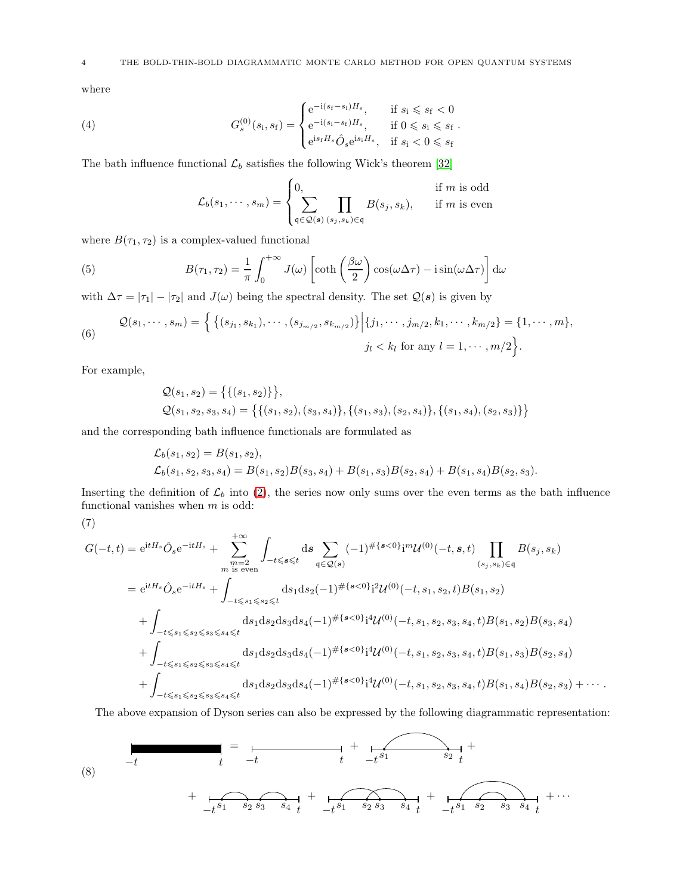where

$$
G_s^{(0)}(s_\mathrm{i}, s_\mathrm{f}) = \begin{cases} \mathrm{e}^{-\mathrm{i}(s_\mathrm{f}-s_\mathrm{i})H_s}, & \text{if } s_\mathrm{i} \leqslant s_\mathrm{f} < 0 \\ \mathrm{e}^{-\mathrm{i}(s_\mathrm{i}-s_\mathrm{f})H_s}, & \text{if } 0 \leqslant s_\mathrm{i} \leqslant s_\mathrm{f} \\ \mathrm{e}^{\mathrm{i}s_\mathrm{f}H_s}\hat{O}_s \mathrm{e}^{\mathrm{i}s_\mathrm{i}H_s}, & \text{if } s_\mathrm{i} < 0 \leqslant s_\mathrm{f} \end{cases}. \tag{4}
$$

The bath influence functional $\mathcal{L}_b$ satisfies the following Wick's theorem [32]

$$
\mathcal{L}_b(s_1, \cdots, s_m) = \begin{cases} 0, & \text{if } m \text{ is odd} \\ \displaystyle\sum_{\mathfrak{q} \in \mathcal{Q}(\boldsymbol{s})} \prod_{(s_j, s_k) \in \mathfrak{q}} B(s_j, s_k), & \text{if } m \text{ is even} \end{cases}
$$

where $B(\tau_1, \tau_2)$ is a complex-valued functional

$$
B(\tau_1, \tau_2) = \frac{1}{\pi} \int_0^{+\infty} J(\omega) \left[ \coth\left(\frac{\beta\omega}{2}\right) \cos(\omega\Delta\tau) - \mathrm{i}\sin(\omega\Delta\tau) \right] \mathrm{d}\omega \tag{5}
$$

with $\Delta\tau = |\tau_1| - |\tau_2|$ and $J(\omega)$ being the spectral density. The set $\mathcal{Q}(\boldsymbol{s})$ is given by

$$
\begin{aligned} \mathcal{Q}(s_1, \cdots, s_m) = \Big\{ \{(s_{j_1}, s_{k_1}), \cdots, (s_{j_{m/2}}, s_{k_{m/2}})\} \Big| & \{j_1, \cdots, j_{m/2}, k_1, \cdots, k_{m/2}\} = \{1, \cdots, m\}, \\ & j_l < k_l \text{ for any } l = 1, \cdots, m/2 \Big\}. \end{aligned} \tag{6}
$$

For example,

$$
\begin{aligned} &\mathcal{Q}(s_1, s_2) = \big\{\{(s_1, s_2)\}\big\}, \\ &\mathcal{Q}(s_1, s_2, s_3, s_4) = \big\{\{(s_1, s_2), (s_3, s_4)\}, \{(s_1, s_3), (s_2, s_4)\}, \{(s_1, s_4), (s_2, s_3)\}\big\} \end{aligned}
$$

and the corresponding bath influence functionals are formulated as

$$
\begin{aligned} &\mathcal{L}_b(s_1, s_2) = B(s_1, s_2), \\ &\mathcal{L}_b(s_1, s_2, s_3, s_4) = B(s_1, s_2)B(s_3, s_4) + B(s_1, s_3)B(s_2, s_4) + B(s_1, s_4)B(s_2, s_3). \end{aligned}
$$

Inserting the definition of $\mathcal{L}_b$ into (2), the series now only sums over the even terms as the bath influence functional vanishes when $m$ is odd:

$$
\begin{aligned} G(-t, t) &= \mathrm{e}^{\mathrm{i}tH_s}\hat{O}_s\mathrm{e}^{-\mathrm{i}tH_s} + \sum_{\substack{m=2 \\ m \text{ is even}}}^{+\infty} \int_{-t \leqslant \boldsymbol{s} \leqslant t} \mathrm{d}\boldsymbol{s} \sum_{\mathfrak{q} \in \mathcal{Q}(\boldsymbol{s})} (-1)^{\#\{\boldsymbol{s}<0\}} \mathrm{i}^m \mathcal{U}^{(0)}(-t, \boldsymbol{s}, t) \prod_{(s_j, s_k) \in \mathfrak{q}} B(s_j, s_k) \\ &= \mathrm{e}^{\mathrm{i}tH_s}\hat{O}_s\mathrm{e}^{-\mathrm{i}tH_s} + \int_{-t \leqslant s_1 \leqslant s_2 \leqslant t} \mathrm{d}s_1 \mathrm{d}s_2 (-1)^{\#\{\boldsymbol{s}<0\}} \mathrm{i}^2 \mathcal{U}^{(0)}(-t, s_1, s_2, t) B(s_1, s_2) \\ &\quad + \int_{-t \leqslant s_1 \leqslant s_2 \leqslant s_3 \leqslant s_4 \leqslant t} \mathrm{d}s_1 \mathrm{d}s_2 \mathrm{d}s_3 \mathrm{d}s_4 (-1)^{\#\{\boldsymbol{s}<0\}} \mathrm{i}^4 \mathcal{U}^{(0)}(-t, s_1, s_2, s_3, s_4, t) B(s_1, s_2) B(s_3, s_4) \\ &\quad + \int_{-t \leqslant s_1 \leqslant s_2 \leqslant s_3 \leqslant s_4 \leqslant t} \mathrm{d}s_1 \mathrm{d}s_2 \mathrm{d}s_3 \mathrm{d}s_4 (-1)^{\#\{\boldsymbol{s}<0\}} \mathrm{i}^4 \mathcal{U}^{(0)}(-t, s_1, s_2, s_3, s_4, t) B(s_1, s_3) B(s_2, s_4) \\ &\quad + \int_{-t \leqslant s_1 \leqslant s_2 \leqslant s_3 \leqslant s_4 \leqslant t} \mathrm{d}s_1 \mathrm{d}s_2 \mathrm{d}s_3 \mathrm{d}s_4 (-1)^{\#\{\boldsymbol{s}<0\}} \mathrm{i}^4 \mathcal{U}^{(0)}(-t, s_1, s_2, s_3, s_4, t) B(s_1, s_4) B(s_2, s_3) + \cdots. \end{aligned} \tag{7}
$$

The above expansion of Dyson series can also be expressed by the following diagrammatic representation:

(8) [Diagram: bold line from $-t$ to $t$ = thin line from $-t$ to $t$ + thin line with one arc connecting $s_1$ and $s_2$ + thin line with arcs $(s_1,s_2)$ and $(s_3,s_4)$ + thin line with crossing arcs $(s_1,s_3)$ and $(s_2,s_4)$ + thin line with nested arcs $(s_1,s_4)$ and $(s_2,s_3)$ + $\cdots$]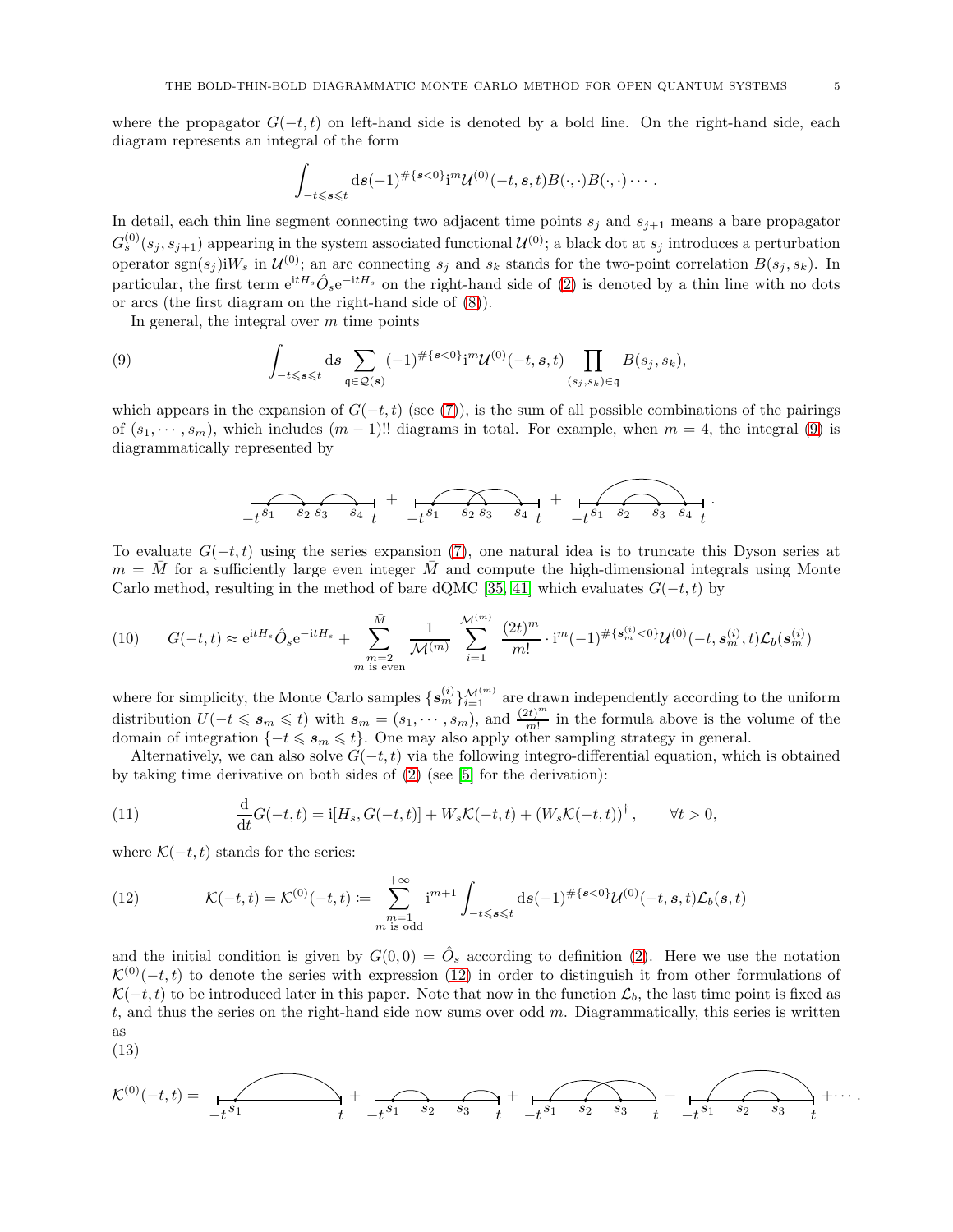where the propagator $G(-t,t)$ on left-hand side is denoted by a bold line. On the right-hand side, each diagram represents an integral of the form

$$\int_{-t\leqslant \boldsymbol{s}\leqslant t} \mathrm{d}\boldsymbol{s}(-1)^{\#\{\boldsymbol{s}<0\}}\mathrm{i}^m \mathcal{U}^{(0)}(-t,\boldsymbol{s},t)B(\cdot,\cdot)B(\cdot,\cdot)\cdots.$$

In detail, each thin line segment connecting two adjacent time points $s_j$ and $s_{j+1}$ means a bare propagator $G_s^{(0)}(s_j,s_{j+1})$ appearing in the system associated functional $\mathcal{U}^{(0)}$; a black dot at $s_j$ introduces a perturbation operator $\mathrm{sgn}(s_j)\mathrm{i}W_s$ in $\mathcal{U}^{(0)}$; an arc connecting $s_j$ and $s_k$ stands for the two-point correlation $B(s_j,s_k)$. In particular, the first term $\mathrm{e}^{\mathrm{i}tH_s}\hat{O}_s\mathrm{e}^{-\mathrm{i}tH_s}$ on the right-hand side of (2) is denoted by a thin line with no dots or arcs (the first diagram on the right-hand side of (8)).

In general, the integral over $m$ time points

$$\int_{-t\leqslant \boldsymbol{s}\leqslant t} \mathrm{d}\boldsymbol{s} \sum_{\mathfrak{q}\in\mathcal{Q}(\boldsymbol{s})} (-1)^{\#\{\boldsymbol{s}<0\}}\mathrm{i}^m \mathcal{U}^{(0)}(-t,\boldsymbol{s},t) \prod_{(s_j,s_k)\in\mathfrak{q}} B(s_j,s_k), \tag{9}$$

which appears in the expansion of $G(-t,t)$ (see (7)), is the sum of all possible combinations of the pairings of $(s_1,\cdots,s_m)$, which includes $(m-1)!!$ diagrams in total. For example, when $m=4$, the integral (9) is diagrammatically represented by

[Diagrams: three diagrams on the segment from $-t$ to $t$ with points $s_1, s_2, s_3, s_4$, showing the pairings $(s_1,s_2)(s_3,s_4)$ + $(s_1,s_3)(s_2,s_4)$ + $(s_1,s_4)(s_2,s_3)$.]

To evaluate $G(-t,t)$ using the series expansion (7), one natural idea is to truncate this Dyson series at $m=\bar{M}$ for a sufficiently large even integer $\bar{M}$ and compute the high-dimensional integrals using Monte Carlo method, resulting in the method of bare dQMC [35, 41] which evaluates $G(-t,t)$ by

$$G(-t,t) \approx \mathrm{e}^{\mathrm{i}tH_s}\hat{O}_s\mathrm{e}^{-\mathrm{i}tH_s} + \sum_{\substack{m=2\\ m\text{ is even}}}^{\bar{M}} \frac{1}{\mathcal{M}^{(m)}} \sum_{i=1}^{\mathcal{M}^{(m)}} \frac{(2t)^m}{m!}\cdot \mathrm{i}^m(-1)^{\#\{\boldsymbol{s}_m^{(i)}<0\}}\mathcal{U}^{(0)}(-t,\boldsymbol{s}_m^{(i)},t)\mathcal{L}_b(\boldsymbol{s}_m^{(i)}) \tag{10}$$

where for simplicity, the Monte Carlo samples $\{\boldsymbol{s}_m^{(i)}\}_{i=1}^{\mathcal{M}^{(m)}}$ are drawn independently according to the uniform distribution $U(-t\leqslant \boldsymbol{s}_m\leqslant t)$ with $\boldsymbol{s}_m=(s_1,\cdots,s_m)$, and $\frac{(2t)^m}{m!}$ in the formula above is the volume of the domain of integration $\{-t\leqslant \boldsymbol{s}_m\leqslant t\}$. One may also apply other sampling strategy in general.

Alternatively, we can also solve $G(-t,t)$ via the following integro-differential equation, which is obtained by taking time derivative on both sides of (2) (see [5] for the derivation):

$$\frac{\mathrm{d}}{\mathrm{d}t}G(-t,t) = \mathrm{i}[H_s,G(-t,t)] + W_s\mathcal{K}(-t,t) + (W_s\mathcal{K}(-t,t))^\dagger, \qquad \forall t>0, \tag{11}$$

where $\mathcal{K}(-t,t)$ stands for the series:

$$\mathcal{K}(-t,t) = \mathcal{K}^{(0)}(-t,t) := \sum_{\substack{m=1\\ m\text{ is odd}}}^{+\infty} \mathrm{i}^{m+1}\int_{-t\leqslant \boldsymbol{s}\leqslant t}\mathrm{d}\boldsymbol{s}(-1)^{\#\{\boldsymbol{s}<0\}}\mathcal{U}^{(0)}(-t,\boldsymbol{s},t)\mathcal{L}_b(\boldsymbol{s},t) \tag{12}$$

and the initial condition is given by $G(0,0)=\hat{O}_s$ according to definition (2). Here we use the notation $\mathcal{K}^{(0)}(-t,t)$ to denote the series with expression (12) in order to distinguish it from other formulations of $\mathcal{K}(-t,t)$ to be introduced later in this paper. Note that now in the function $\mathcal{L}_b$, the last time point is fixed as $t$, and thus the series on the right-hand side now sums over odd $m$. Diagrammatically, this series is written as

(13)

[Diagrams: $\mathcal{K}^{(0)}(-t,t) =$ diagram with arc $(s_1,t)$ + diagram with arcs $(s_1,s_2)(s_3,t)$ + diagram with arcs $(s_1,s_3)(s_2,t)$ + diagram with arcs $(s_1,t)(s_2,s_3)$ $+\cdots$.]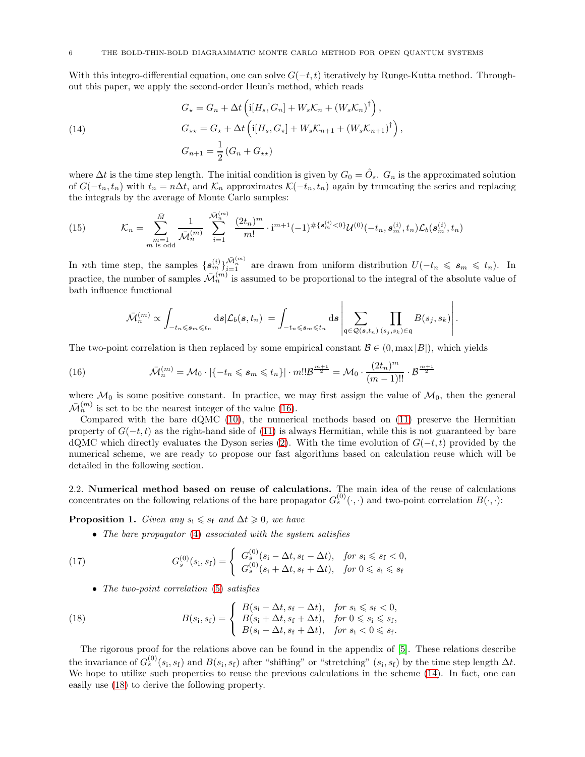With this integro-differential equation, one can solve $G(-t,t)$ iteratively by Runge-Kutta method. Throughout this paper, we apply the second-order Heun's method, which reads

$$
\begin{aligned}
G_\star &= G_n + \Delta t \left( \mathrm{i}[H_s, G_n] + W_s \mathcal{K}_n + (W_s \mathcal{K}_n)^\dagger \right), \\
G_{\star\star} &= G_\star + \Delta t \left( \mathrm{i}[H_s, G_\star] + W_s \mathcal{K}_{n+1} + (W_s \mathcal{K}_{n+1})^\dagger \right), \\
G_{n+1} &= \frac{1}{2}\left( G_n + G_{\star\star} \right)
\end{aligned} \tag{14}
$$

where $\Delta t$ is the time step length. The initial condition is given by $G_0 = \hat{O}_s$. $G_n$ is the approximated solution of $G(-t_n, t_n)$ with $t_n = n\Delta t$, and $\mathcal{K}_n$ approximates $\mathcal{K}(-t_n, t_n)$ again by truncating the series and replacing the integrals by the average of Monte Carlo samples:

$$
\mathcal{K}_n = \sum_{\substack{m=1 \\ m \text{ is odd}}}^{\bar{M}} \frac{1}{\bar{\mathcal{M}}_n^{(m)}} \sum_{i=1}^{\bar{\mathcal{M}}_n^{(m)}} \frac{(2t_n)^m}{m!} \cdot \mathrm{i}^{m+1} (-1)^{\#\{\boldsymbol{s}_m^{(i)} < 0\}} \mathcal{U}^{(0)}(-t_n, \boldsymbol{s}_m^{(i)}, t_n) \mathcal{L}_b(\boldsymbol{s}_m^{(i)}, t_n) \tag{15}
$$

In $n$th time step, the samples $\{\boldsymbol{s}_m^{(i)}\}_{i=1}^{\bar{\mathcal{M}}_n^{(m)}}$ are drawn from uniform distribution $U(-t_n \leqslant \boldsymbol{s}_m \leqslant t_n)$. In practice, the number of samples $\bar{\mathcal{M}}_n^{(m)}$ is assumed to be proportional to the integral of the absolute value of bath influence functional

$$
\bar{\mathcal{M}}_n^{(m)} \propto \int_{-t_n \leqslant \boldsymbol{s}_m \leqslant t_n} \mathrm{d}\boldsymbol{s} |\mathcal{L}_b(\boldsymbol{s}, t_n)| = \int_{-t_n \leqslant \boldsymbol{s}_m \leqslant t_n} \mathrm{d}\boldsymbol{s} \left| \sum_{\mathfrak{q} \in \mathcal{Q}(\boldsymbol{s}, t_n)} \prod_{(s_j, s_k) \in \mathfrak{q}} B(s_j, s_k) \right|.
$$

The two-point correlation is then replaced by some empirical constant $\mathcal{B} \in (0, \max |B|)$, which yields

$$
\bar{\mathcal{M}}_n^{(m)} = \mathcal{M}_0 \cdot |\{-t_n \leqslant \boldsymbol{s}_m \leqslant t_n\}| \cdot m!! \mathcal{B}^{\frac{m+1}{2}} = \mathcal{M}_0 \cdot \frac{(2t_n)^m}{(m-1)!!} \cdot \mathcal{B}^{\frac{m+1}{2}} \tag{16}
$$

where $\mathcal{M}_0$ is some positive constant. In practice, we may first assign the value of $\mathcal{M}_0$, then the general $\bar{\mathcal{M}}_n^{(m)}$ is set to be the nearest integer of the value (16).

Compared with the bare dQMC (10), the numerical methods based on (11) preserve the Hermitian property of $G(-t,t)$ as the right-hand side of (11) is always Hermitian, while this is not guaranteed by bare dQMC which directly evaluates the Dyson series (2). With the time evolution of $G(-t,t)$ provided by the numerical scheme, we are ready to propose our fast algorithms based on calculation reuse which will be detailed in the following section.

2.2. **Numerical method based on reuse of calculations.** The main idea of the reuse of calculations concentrates on the following relations of the bare propagator $G_s^{(0)}(\cdot,\cdot)$ and two-point correlation $B(\cdot,\cdot)$:

**Proposition 1.** *Given any $s_\mathrm{i} \leqslant s_\mathrm{f}$ and $\Delta t \geqslant 0$, we have*

- *The bare propagator (4) associated with the system satisfies*

$$
G_s^{(0)}(s_\mathrm{i}, s_\mathrm{f}) = \begin{cases} G_s^{(0)}(s_\mathrm{i} - \Delta t, s_\mathrm{f} - \Delta t), & \text{for } s_\mathrm{i} \leqslant s_\mathrm{f} < 0, \\ G_s^{(0)}(s_\mathrm{i} + \Delta t, s_\mathrm{f} + \Delta t), & \text{for } 0 \leqslant s_\mathrm{i} \leqslant s_\mathrm{f} \end{cases} \tag{17}
$$

- *The two-point correlation (5) satisfies*

$$
B(s_\mathrm{i}, s_\mathrm{f}) = \begin{cases} B(s_\mathrm{i} - \Delta t, s_\mathrm{f} - \Delta t), & \text{for } s_\mathrm{i} \leqslant s_\mathrm{f} < 0, \\ B(s_\mathrm{i} + \Delta t, s_\mathrm{f} + \Delta t), & \text{for } 0 \leqslant s_\mathrm{i} \leqslant s_\mathrm{f}, \\ B(s_\mathrm{i} - \Delta t, s_\mathrm{f} + \Delta t), & \text{for } s_\mathrm{i} < 0 \leqslant s_\mathrm{f}. \end{cases} \tag{18}
$$

The rigorous proof for the relations above can be found in the appendix of [5]. These relations describe the invariance of $G_s^{(0)}(s_\mathrm{i}, s_\mathrm{f})$ and $B(s_\mathrm{i}, s_\mathrm{f})$ after "shifting" or "stretching" $(s_\mathrm{i}, s_\mathrm{f})$ by the time step length $\Delta t$. We hope to utilize such properties to reuse the previous calculations in the scheme (14). In fact, one can easily use (18) to derive the following property.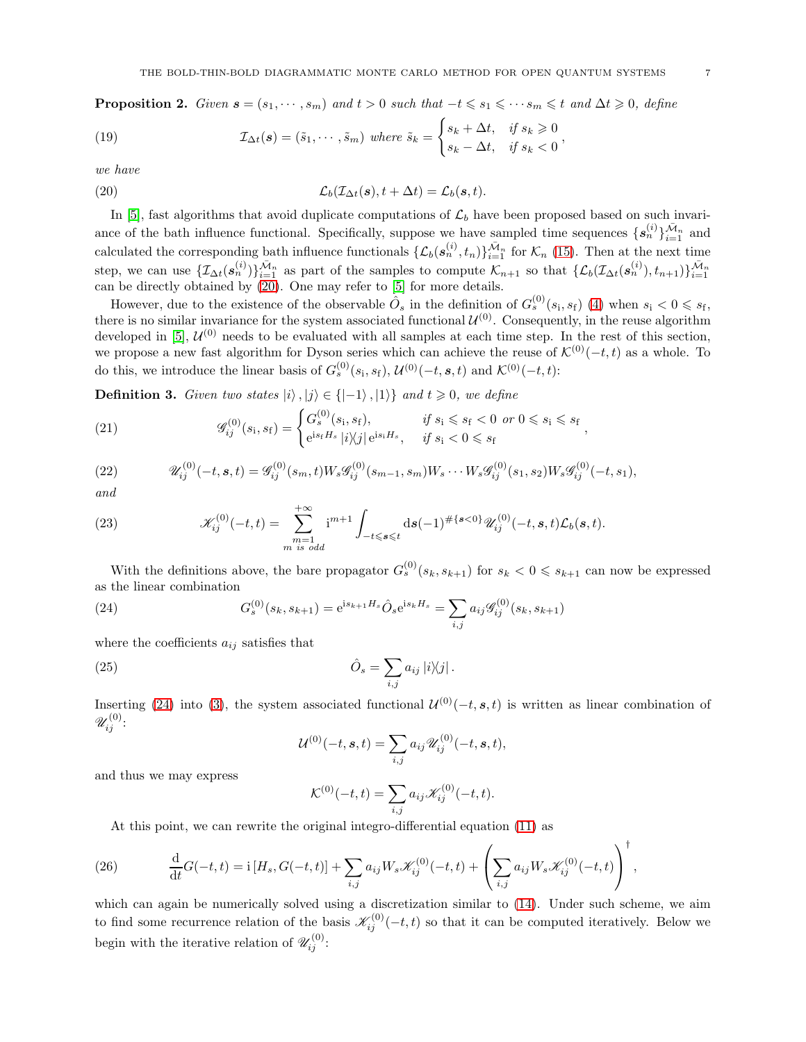**Proposition 2.** *Given $\boldsymbol{s} = (s_1, \cdots, s_m)$ and $t > 0$ such that $-t \leqslant s_1 \leqslant \cdots s_m \leqslant t$ and $\Delta t \geqslant 0$, define*

$$\mathcal{I}_{\Delta t}(\boldsymbol{s}) = (\tilde{s}_1, \cdots, \tilde{s}_m) \text{ where } \tilde{s}_k = \begin{cases} s_k + \Delta t, & \text{if } s_k \geqslant 0 \\ s_k - \Delta t, & \text{if } s_k < 0 \end{cases}, \tag{19}$$

*we have*

$$\mathcal{L}_b(\mathcal{I}_{\Delta t}(\boldsymbol{s}), t + \Delta t) = \mathcal{L}_b(\boldsymbol{s}, t). \tag{20}$$

In [5], fast algorithms that avoid duplicate computations of $\mathcal{L}_b$ have been proposed based on such invariance of the bath influence functional. Specifically, suppose we have sampled time sequences $\{\boldsymbol{s}_n^{(i)}\}_{i=1}^{\bar{\mathcal{M}}_n}$ and calculated the corresponding bath influence functionals $\{\mathcal{L}_b(\boldsymbol{s}_n^{(i)}, t_n)\}_{i=1}^{\bar{\mathcal{M}}_n}$ for $\mathcal{K}_n$ (15). Then at the next time step, we can use $\{\mathcal{I}_{\Delta t}(\boldsymbol{s}_n^{(i)})\}_{i=1}^{\bar{\mathcal{M}}_n}$ as part of the samples to compute $\mathcal{K}_{n+1}$ so that $\{\mathcal{L}_b(\mathcal{I}_{\Delta t}(\boldsymbol{s}_n^{(i)}), t_{n+1})\}_{i=1}^{\bar{\mathcal{M}}_n}$ can be directly obtained by (20). One may refer to [5] for more details.

However, due to the existence of the observable $\hat{O}_s$ in the definition of $G_s^{(0)}(s_\mathrm{i}, s_\mathrm{f})$ (4) when $s_\mathrm{i} < 0 \leqslant s_\mathrm{f}$, there is no similar invariance for the system associated functional $\mathcal{U}^{(0)}$. Consequently, in the reuse algorithm developed in [5], $\mathcal{U}^{(0)}$ needs to be evaluated with all samples at each time step. In the rest of this section, we propose a new fast algorithm for Dyson series which can achieve the reuse of $\mathcal{K}^{(0)}(-t,t)$ as a whole. To do this, we introduce the linear basis of $G_s^{(0)}(s_\mathrm{i}, s_\mathrm{f})$, $\mathcal{U}^{(0)}(-t, \boldsymbol{s}, t)$ and $\mathcal{K}^{(0)}(-t,t)$:

**Definition 3.** *Given two states $|i\rangle, |j\rangle \in \{|-1\rangle, |1\rangle\}$ and $t \geqslant 0$, we define*

$$\mathscr{G}_{ij}^{(0)}(s_\mathrm{i}, s_\mathrm{f}) = \begin{cases} G_s^{(0)}(s_\mathrm{i}, s_\mathrm{f}), & \text{if } s_\mathrm{i} \leqslant s_\mathrm{f} < 0 \text{ or } 0 \leqslant s_\mathrm{i} \leqslant s_\mathrm{f} \\ \mathrm{e}^{\mathrm{i} s_\mathrm{f} H_s} |i\rangle\langle j| \, \mathrm{e}^{\mathrm{i} s_\mathrm{i} H_s}, & \text{if } s_\mathrm{i} < 0 \leqslant s_\mathrm{f} \end{cases}, \tag{21}$$

$$\mathscr{U}_{ij}^{(0)}(-t, \boldsymbol{s}, t) = \mathscr{G}_{ij}^{(0)}(s_m, t) W_s \mathscr{G}_{ij}^{(0)}(s_{m-1}, s_m) W_s \cdots W_s \mathscr{G}_{ij}^{(0)}(s_1, s_2) W_s \mathscr{G}_{ij}^{(0)}(-t, s_1), \tag{22}$$

*and*

$$\mathscr{K}_{ij}^{(0)}(-t,t) = \sum_{\substack{m=1 \\ m \text{ is odd}}}^{+\infty} \mathrm{i}^{m+1} \int_{-t \leqslant \boldsymbol{s} \leqslant t} \mathrm{d}\boldsymbol{s} (-1)^{\#\{\boldsymbol{s}<0\}} \mathscr{U}_{ij}^{(0)}(-t, \boldsymbol{s}, t) \mathcal{L}_b(\boldsymbol{s}, t). \tag{23}$$

With the definitions above, the bare propagator $G_s^{(0)}(s_k, s_{k+1})$ for $s_k < 0 \leqslant s_{k+1}$ can now be expressed as the linear combination

$$G_s^{(0)}(s_k, s_{k+1}) = \mathrm{e}^{\mathrm{i} s_{k+1} H_s} \hat{O}_s \mathrm{e}^{\mathrm{i} s_k H_s} = \sum_{i,j} a_{ij} \mathscr{G}_{ij}^{(0)}(s_k, s_{k+1}) \tag{24}$$

where the coefficients $a_{ij}$ satisfies that

$$\hat{O}_s = \sum_{i,j} a_{ij} |i\rangle\langle j|. \tag{25}$$

Inserting (24) into (3), the system associated functional $\mathcal{U}^{(0)}(-t, \boldsymbol{s}, t)$ is written as linear combination of $\mathscr{U}_{ij}^{(0)}$:

$$\mathcal{U}^{(0)}(-t, \boldsymbol{s}, t) = \sum_{i,j} a_{ij} \mathscr{U}_{ij}^{(0)}(-t, \boldsymbol{s}, t),$$

and thus we may express

$$\mathcal{K}^{(0)}(-t,t) = \sum_{i,j} a_{ij} \mathscr{K}_{ij}^{(0)}(-t,t).$$

At this point, we can rewrite the original integro-differential equation (11) as

$$\frac{\mathrm{d}}{\mathrm{d}t} G(-t,t) = \mathrm{i}\,[H_s, G(-t,t)] + \sum_{i,j} a_{ij} W_s \mathscr{K}_{ij}^{(0)}(-t,t) + \left( \sum_{i,j} a_{ij} W_s \mathscr{K}_{ij}^{(0)}(-t,t) \right)^\dagger, \tag{26}$$

which can again be numerically solved using a discretization similar to (14). Under such scheme, we aim to find some recurrence relation of the basis $\mathscr{K}_{ij}^{(0)}(-t,t)$ so that it can be computed iteratively. Below we begin with the iterative relation of $\mathscr{U}_{ij}^{(0)}$: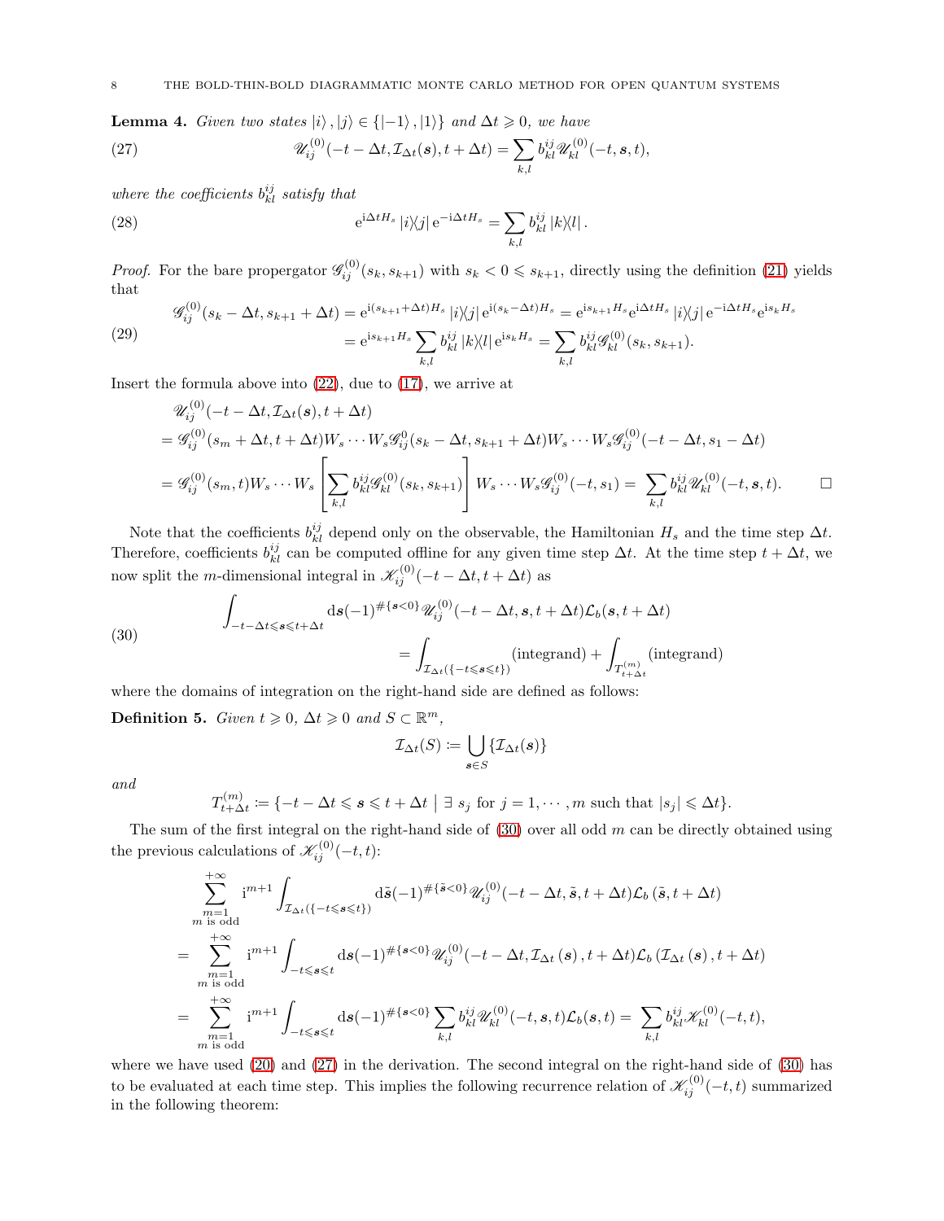**Lemma 4.** *Given two states $|i\rangle, |j\rangle \in \{|-1\rangle, |1\rangle\}$ and $\Delta t \geqslant 0$, we have*

$$\mathscr{U}_{ij}^{(0)}(-t-\Delta t, \mathcal{I}_{\Delta t}(\boldsymbol{s}), t+\Delta t) = \sum_{k,l} b_{kl}^{ij} \mathscr{U}_{kl}^{(0)}(-t, \boldsymbol{s}, t), \tag{27}$$

*where the coefficients $b_{kl}^{ij}$ satisfy that*

$$\mathrm{e}^{\mathrm{i}\Delta t H_s} |i\rangle\langle j| \,\mathrm{e}^{-\mathrm{i}\Delta t H_s} = \sum_{k,l} b_{kl}^{ij} |k\rangle\langle l|. \tag{28}$$

*Proof.* For the bare propergator $\mathscr{G}_{ij}^{(0)}(s_k, s_{k+1})$ with $s_k < 0 \leqslant s_{k+1}$, directly using the definition (21) yields that

$$\begin{aligned}
\mathscr{G}_{ij}^{(0)}(s_k - \Delta t, s_{k+1} + \Delta t) &= \mathrm{e}^{\mathrm{i}(s_{k+1}+\Delta t)H_s} |i\rangle\langle j| \,\mathrm{e}^{\mathrm{i}(s_k - \Delta t)H_s} = \mathrm{e}^{\mathrm{i}s_{k+1}H_s} \mathrm{e}^{\mathrm{i}\Delta t H_s} |i\rangle\langle j| \,\mathrm{e}^{-\mathrm{i}\Delta t H_s} \mathrm{e}^{\mathrm{i}s_k H_s} \\
&= \mathrm{e}^{\mathrm{i}s_{k+1}H_s} \sum_{k,l} b_{kl}^{ij} |k\rangle\langle l| \,\mathrm{e}^{\mathrm{i}s_k H_s} = \sum_{k,l} b_{kl}^{ij} \mathscr{G}_{kl}^{(0)}(s_k, s_{k+1}).
\end{aligned} \tag{29}$$

Insert the formula above into (22), due to (17), we arrive at

$$\begin{aligned}
&\mathscr{U}_{ij}^{(0)}(-t-\Delta t, \mathcal{I}_{\Delta t}(\boldsymbol{s}), t+\Delta t) \\
&= \mathscr{G}_{ij}^{(0)}(s_m + \Delta t, t+\Delta t) W_s \cdots W_s \mathscr{G}_{ij}^{0}(s_k - \Delta t, s_{k+1} + \Delta t) W_s \cdots W_s \mathscr{G}_{ij}^{(0)}(-t-\Delta t, s_1 - \Delta t) \\
&= \mathscr{G}_{ij}^{(0)}(s_m, t) W_s \cdots W_s \left[ \sum_{k,l} b_{kl}^{ij} \mathscr{G}_{kl}^{(0)}(s_k, s_{k+1}) \right] W_s \cdots W_s \mathscr{G}_{ij}^{(0)}(-t, s_1) = \sum_{k,l} b_{kl}^{ij} \mathscr{U}_{kl}^{(0)}(-t, \boldsymbol{s}, t). \qquad \square
\end{aligned}$$

Note that the coefficients $b_{kl}^{ij}$ depend only on the observable, the Hamiltonian $H_s$ and the time step $\Delta t$. Therefore, coefficients $b_{kl}^{ij}$ can be computed offline for any given time step $\Delta t$. At the time step $t + \Delta t$, we now split the $m$-dimensional integral in $\mathscr{K}_{ij}^{(0)}(-t-\Delta t, t+\Delta t)$ as

$$\begin{aligned}
\int_{-t-\Delta t \leqslant \boldsymbol{s} \leqslant t+\Delta t} & \mathrm{d}\boldsymbol{s} (-1)^{\#\{\boldsymbol{s}<0\}} \mathscr{U}_{ij}^{(0)}(-t-\Delta t, \boldsymbol{s}, t+\Delta t) \mathcal{L}_b(\boldsymbol{s}, t+\Delta t) \\
&= \int_{\mathcal{I}_{\Delta t}(\{-t \leqslant \boldsymbol{s} \leqslant t\})} (\text{integrand}) + \int_{T_{t+\Delta t}^{(m)}} (\text{integrand})
\end{aligned} \tag{30}$$

where the domains of integration on the right-hand side are defined as follows:

**Definition 5.** *Given $t \geqslant 0$, $\Delta t \geqslant 0$ and $S \subset \mathbb{R}^m$,*

$$\mathcal{I}_{\Delta t}(S) \coloneqq \bigcup_{\boldsymbol{s} \in S} \{\mathcal{I}_{\Delta t}(\boldsymbol{s})\}$$

*and*

$$T_{t+\Delta t}^{(m)} \coloneqq \{-t-\Delta t \leqslant \boldsymbol{s} \leqslant t+\Delta t \;\big|\; \exists\; s_j \text{ for } j = 1, \cdots, m \text{ such that } |s_j| \leqslant \Delta t\}.$$

The sum of the first integral on the right-hand side of (30) over all odd $m$ can be directly obtained using the previous calculations of $\mathscr{K}_{ij}^{(0)}(-t, t)$:

$$\begin{aligned}
&\sum_{\substack{m=1 \\ m \text{ is odd}}}^{+\infty} \mathrm{i}^{m+1} \int_{\mathcal{I}_{\Delta t}(\{-t \leqslant \boldsymbol{s} \leqslant t\})} \mathrm{d}\tilde{\boldsymbol{s}} (-1)^{\#\{\tilde{\boldsymbol{s}}<0\}} \mathscr{U}_{ij}^{(0)}(-t-\Delta t, \tilde{\boldsymbol{s}}, t+\Delta t) \mathcal{L}_b\left(\tilde{\boldsymbol{s}}, t+\Delta t\right) \\
= &\sum_{\substack{m=1 \\ m \text{ is odd}}}^{+\infty} \mathrm{i}^{m+1} \int_{-t \leqslant \boldsymbol{s} \leqslant t} \mathrm{d}\boldsymbol{s} (-1)^{\#\{\boldsymbol{s}<0\}} \mathscr{U}_{ij}^{(0)}(-t-\Delta t, \mathcal{I}_{\Delta t}(\boldsymbol{s}), t+\Delta t) \mathcal{L}_b\left(\mathcal{I}_{\Delta t}(\boldsymbol{s}), t+\Delta t\right) \\
= &\sum_{\substack{m=1 \\ m \text{ is odd}}}^{+\infty} \mathrm{i}^{m+1} \int_{-t \leqslant \boldsymbol{s} \leqslant t} \mathrm{d}\boldsymbol{s} (-1)^{\#\{\boldsymbol{s}<0\}} \sum_{k,l} b_{kl}^{ij} \mathscr{U}_{kl}^{(0)}(-t, \boldsymbol{s}, t) \mathcal{L}_b(\boldsymbol{s}, t) = \sum_{k,l} b_{kl}^{ij} \mathscr{K}_{kl}^{(0)}(-t, t),
\end{aligned}$$

where we have used (20) and (27) in the derivation. The second integral on the right-hand side of (30) has to be evaluated at each time step. This implies the following recurrence relation of $\mathscr{K}_{ij}^{(0)}(-t, t)$ summarized in the following theorem: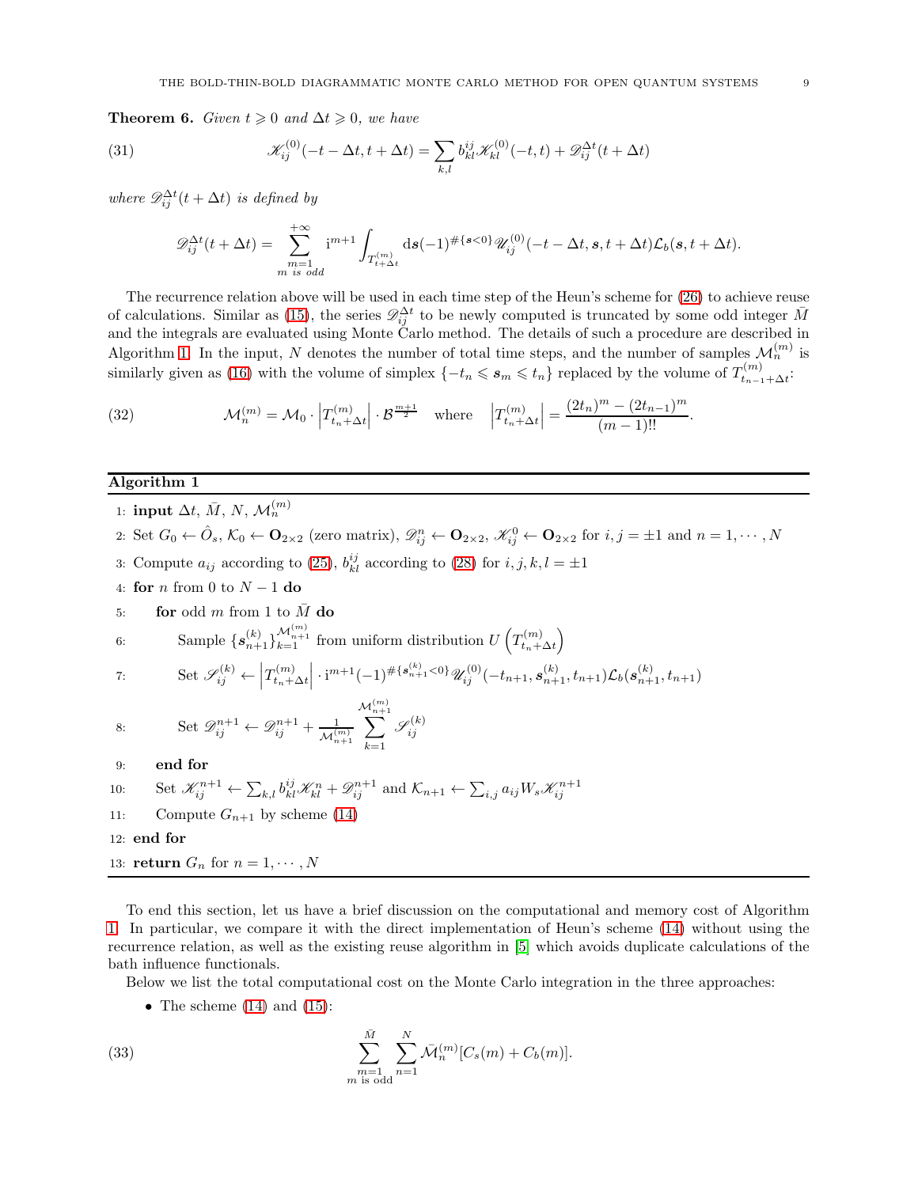**Theorem 6.** *Given $t \geqslant 0$ and $\Delta t \geqslant 0$, we have*

$$\mathscr{K}_{ij}^{(0)}(-t-\Delta t, t+\Delta t) = \sum_{k,l} b_{kl}^{ij} \mathscr{K}_{kl}^{(0)}(-t,t) + \mathscr{D}_{ij}^{\Delta t}(t+\Delta t) \tag{31}$$

*where $\mathscr{D}_{ij}^{\Delta t}(t+\Delta t)$ is defined by*

$$\mathscr{D}_{ij}^{\Delta t}(t+\Delta t) = \sum_{\substack{m=1 \\ m \text{ is odd}}}^{+\infty} \mathrm{i}^{m+1} \int_{T_{t+\Delta t}^{(m)}} \mathrm{d}\boldsymbol{s} (-1)^{\#\{\boldsymbol{s}<0\}} \mathscr{U}_{ij}^{(0)}(-t-\Delta t, \boldsymbol{s}, t+\Delta t) \mathcal{L}_b(\boldsymbol{s}, t+\Delta t).$$

The recurrence relation above will be used in each time step of the Heun's scheme for (26) to achieve reuse of calculations. Similar as (15), the series $\mathscr{D}_{ij}^{\Delta t}$ to be newly computed is truncated by some odd integer $\bar{M}$ and the integrals are evaluated using Monte Carlo method. The details of such a procedure are described in Algorithm 1. In the input, $N$ denotes the number of total time steps, and the number of samples $\mathcal{M}_n^{(m)}$ is similarly given as (16) with the volume of simplex $\{-t_n \leqslant \boldsymbol{s}_m \leqslant t_n\}$ replaced by the volume of $T_{t_{n-1}+\Delta t}^{(m)}$:

$$\mathcal{M}_n^{(m)} = \mathcal{M}_0 \cdot \left| T_{t_n+\Delta t}^{(m)} \right| \cdot \mathcal{B}^{\frac{m+1}{2}} \quad \text{where} \quad \left| T_{t_n+\Delta t}^{(m)} \right| = \frac{(2t_n)^m - (2t_{n-1})^m}{(m-1)!!}. \tag{32}$$

---

**Algorithm 1**

1: **input** $\Delta t$, $\bar{M}$, $N$, $\mathcal{M}_n^{(m)}$
2: Set $G_0 \leftarrow \hat{O}_s$, $\mathcal{K}_0 \leftarrow \mathbf{O}_{2\times 2}$ (zero matrix), $\mathscr{D}_{ij}^n \leftarrow \mathbf{O}_{2\times 2}$, $\mathscr{K}_{ij}^0 \leftarrow \mathbf{O}_{2\times 2}$ for $i,j = \pm 1$ and $n = 1, \cdots, N$
3: Compute $a_{ij}$ according to (25), $b_{kl}^{ij}$ according to (28) for $i,j,k,l = \pm 1$
4: **for** $n$ from 0 to $N-1$ **do**
5: &nbsp;&nbsp;&nbsp;&nbsp;**for** odd $m$ from 1 to $\bar{M}$ **do**
6: &nbsp;&nbsp;&nbsp;&nbsp;&nbsp;&nbsp;&nbsp;&nbsp;Sample $\{\boldsymbol{s}_{n+1}^{(k)}\}_{k=1}^{\mathcal{M}_{n+1}^{(m)}}$ from uniform distribution $U\left(T_{t_n+\Delta t}^{(m)}\right)$
7: &nbsp;&nbsp;&nbsp;&nbsp;&nbsp;&nbsp;&nbsp;&nbsp;Set $\mathscr{S}_{ij}^{(k)} \leftarrow \left| T_{t_n+\Delta t}^{(m)} \right| \cdot \mathrm{i}^{m+1} (-1)^{\#\{\boldsymbol{s}_{n+1}^{(k)}<0\}} \mathscr{U}_{ij}^{(0)}(-t_{n+1}, \boldsymbol{s}_{n+1}^{(k)}, t_{n+1}) \mathcal{L}_b(\boldsymbol{s}_{n+1}^{(k)}, t_{n+1})$
8: &nbsp;&nbsp;&nbsp;&nbsp;&nbsp;&nbsp;&nbsp;&nbsp;Set $\mathscr{D}_{ij}^{n+1} \leftarrow \mathscr{D}_{ij}^{n+1} + \frac{1}{\mathcal{M}_{n+1}^{(m)}} \sum_{k=1}^{\mathcal{M}_{n+1}^{(m)}} \mathscr{S}_{ij}^{(k)}$
9: &nbsp;&nbsp;&nbsp;&nbsp;**end for**
10: &nbsp;&nbsp;&nbsp;Set $\mathscr{K}_{ij}^{n+1} \leftarrow \sum_{k,l} b_{kl}^{ij} \mathscr{K}_{kl}^n + \mathscr{D}_{ij}^{n+1}$ and $\mathcal{K}_{n+1} \leftarrow \sum_{i,j} a_{ij} W_s \mathscr{K}_{ij}^{n+1}$
11: &nbsp;&nbsp;&nbsp;Compute $G_{n+1}$ by scheme (14)
12: **end for**
13: **return** $G_n$ for $n = 1, \cdots, N$

---

To end this section, let us have a brief discussion on the computational and memory cost of Algorithm 1. In particular, we compare it with the direct implementation of Heun's scheme (14) without using the recurrence relation, as well as the existing reuse algorithm in [5] which avoids duplicate calculations of the bath influence functionals.

Below we list the total computational cost on the Monte Carlo integration in the three approaches:

- The scheme (14) and (15):

$$\sum_{\substack{m=1 \\ m \text{ is odd}}}^{\bar{M}} \sum_{n=1}^{N} \bar{\mathcal{M}}_n^{(m)} [C_s(m) + C_b(m)]. \tag{33}$$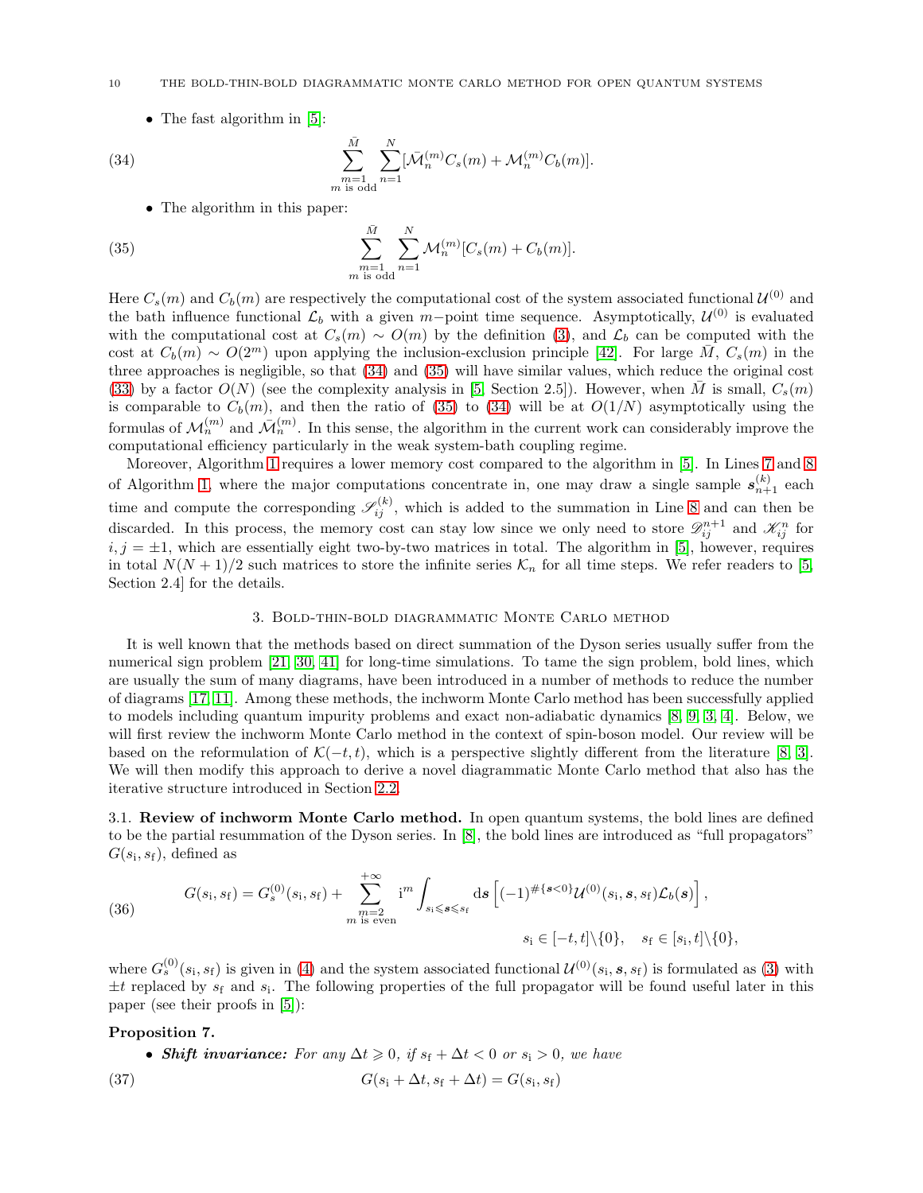- The fast algorithm in [5]:

$$\sum_{\substack{m=1\\ m \text{ is odd}}}^{\bar{M}} \sum_{n=1}^{N} [\bar{\mathcal{M}}_n^{(m)} C_s(m) + \mathcal{M}_n^{(m)} C_b(m)]. \tag{34}$$

- The algorithm in this paper:

$$\sum_{\substack{m=1\\ m \text{ is odd}}}^{\bar{M}} \sum_{n=1}^{N} \mathcal{M}_n^{(m)} [C_s(m) + C_b(m)]. \tag{35}$$

Here $C_s(m)$ and $C_b(m)$ are respectively the computational cost of the system associated functional $\mathcal{U}^{(0)}$ and the bath influence functional $\mathcal{L}_b$ with a given $m-$point time sequence. Asymptotically, $\mathcal{U}^{(0)}$ is evaluated with the computational cost at $C_s(m) \sim O(m)$ by the definition (3), and $\mathcal{L}_b$ can be computed with the cost at $C_b(m) \sim O(2^m)$ upon applying the inclusion-exclusion principle [42]. For large $\bar{M}$, $C_s(m)$ in the three approaches is negligible, so that (34) and (35) will have similar values, which reduce the original cost (33) by a factor $O(N)$ (see the complexity analysis in [5, Section 2.5]). However, when $\bar{M}$ is small, $C_s(m)$ is comparable to $C_b(m)$, and then the ratio of (35) to (34) will be at $O(1/N)$ asymptotically using the formulas of $\mathcal{M}_n^{(m)}$ and $\bar{\mathcal{M}}_n^{(m)}$. In this sense, the algorithm in the current work can considerably improve the computational efficiency particularly in the weak system-bath coupling regime.

Moreover, Algorithm 1 requires a lower memory cost compared to the algorithm in [5]. In Lines 7 and 8 of Algorithm 1, where the major computations concentrate in, one may draw a single sample $\boldsymbol{s}_{n+1}^{(k)}$ each time and compute the corresponding $\mathscr{S}_{ij}^{(k)}$, which is added to the summation in Line 8 and can then be discarded. In this process, the memory cost can stay low since we only need to store $\mathscr{D}_{ij}^{n+1}$ and $\mathscr{K}_{ij}^{n}$ for $i, j = \pm 1$, which are essentially eight two-by-two matrices in total. The algorithm in [5], however, requires in total $N(N+1)/2$ such matrices to store the infinite series $\mathcal{K}_n$ for all time steps. We refer readers to [5, Section 2.4] for the details.

## 3. Bold-thin-bold diagrammatic Monte Carlo method

It is well known that the methods based on direct summation of the Dyson series usually suffer from the numerical sign problem [21, 30, 41] for long-time simulations. To tame the sign problem, bold lines, which are usually the sum of many diagrams, have been introduced in a number of methods to reduce the number of diagrams [17, 11]. Among these methods, the inchworm Monte Carlo method has been successfully applied to models including quantum impurity problems and exact non-adiabatic dynamics [8, 9, 3, 4]. Below, we will first review the inchworm Monte Carlo method in the context of spin-boson model. Our review will be based on the reformulation of $\mathcal{K}(-t,t)$, which is a perspective slightly different from the literature [8, 3]. We will then modify this approach to derive a novel diagrammatic Monte Carlo method that also has the iterative structure introduced in Section 2.2.

### 3.1. Review of inchworm Monte Carlo method.

In open quantum systems, the bold lines are defined to be the partial resummation of the Dyson series. In [8], the bold lines are introduced as "full propagators" $G(s_\mathrm{i}, s_\mathrm{f})$, defined as

$$G(s_\mathrm{i}, s_\mathrm{f}) = G_s^{(0)}(s_\mathrm{i}, s_\mathrm{f}) + \sum_{\substack{m=2\\ m \text{ is even}}}^{+\infty} \mathrm{i}^m \int_{s_\mathrm{i} \leqslant \boldsymbol{s} \leqslant s_\mathrm{f}} \mathrm{d}\boldsymbol{s} \left[ (-1)^{\#\{\boldsymbol{s}<0\}} \mathcal{U}^{(0)}(s_\mathrm{i}, \boldsymbol{s}, s_\mathrm{f}) \mathcal{L}_b(\boldsymbol{s}) \right], \tag{36}$$
$$s_\mathrm{i} \in [-t, t] \backslash \{0\}, \quad s_\mathrm{f} \in [s_\mathrm{i}, t] \backslash \{0\},$$

where $G_s^{(0)}(s_\mathrm{i}, s_\mathrm{f})$ is given in (4) and the system associated functional $\mathcal{U}^{(0)}(s_\mathrm{i}, \boldsymbol{s}, s_\mathrm{f})$ is formulated as (3) with $\pm t$ replaced by $s_\mathrm{f}$ and $s_\mathrm{i}$. The following properties of the full propagator will be found useful later in this paper (see their proofs in [5]):

**Proposition 7.**

- ***Shift invariance:*** *For any $\Delta t \geqslant 0$, if $s_\mathrm{f} + \Delta t < 0$ or $s_\mathrm{i} > 0$, we have*

$$G(s_\mathrm{i} + \Delta t, s_\mathrm{f} + \Delta t) = G(s_\mathrm{i}, s_\mathrm{f}) \tag{37}$$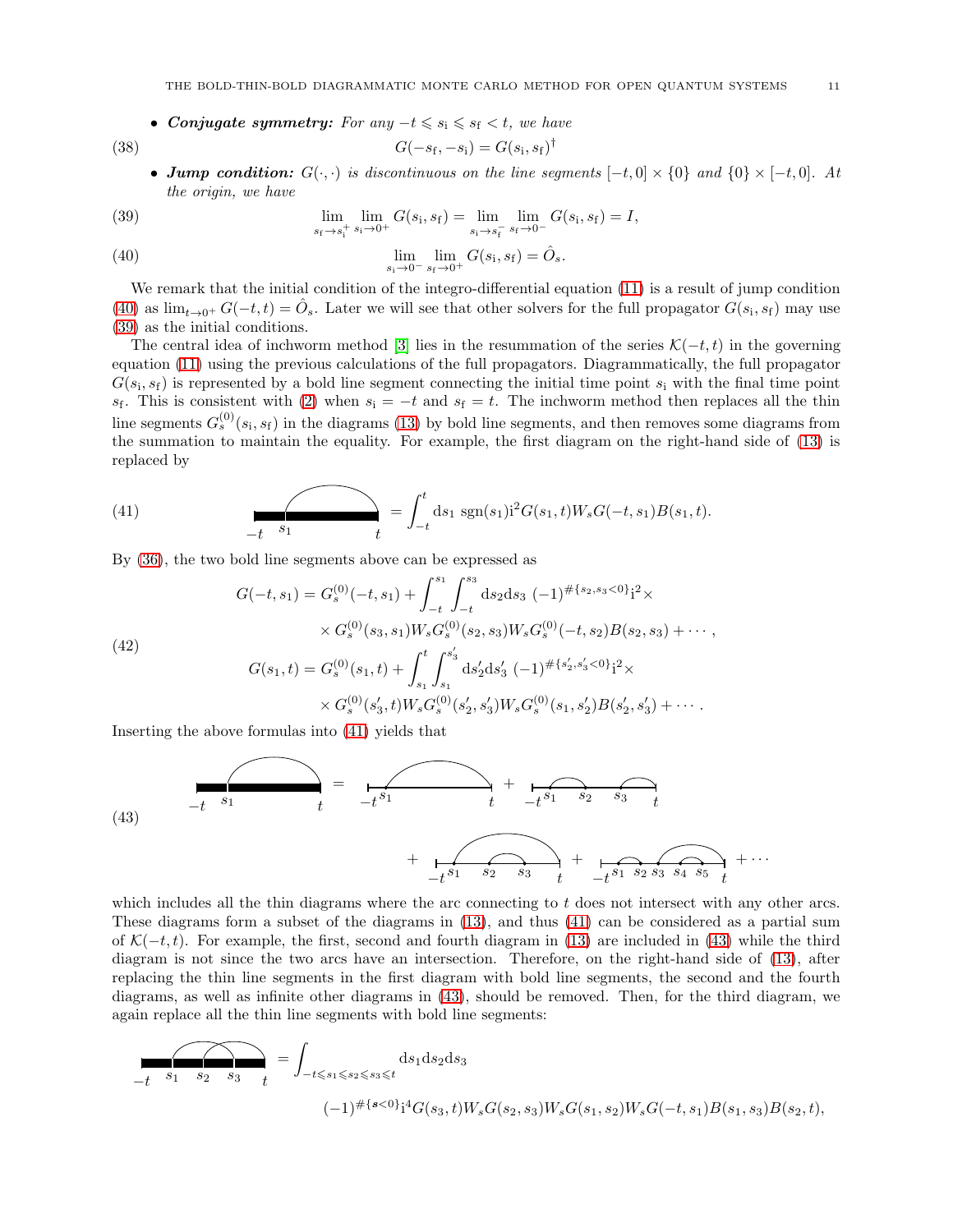- ***Conjugate symmetry:*** *For any $-t \leqslant s_\mathrm{i} \leqslant s_\mathrm{f} < t$, we have*

$$G(-s_\mathrm{f}, -s_\mathrm{i}) = G(s_\mathrm{i}, s_\mathrm{f})^\dagger \tag{38}$$

- ***Jump condition:*** *$G(\cdot,\cdot)$ is discontinuous on the line segments $[-t, 0] \times \{0\}$ and $\{0\} \times [-t, 0]$. At the origin, we have*

$$\lim_{s_\mathrm{f} \to s_\mathrm{i}^+} \lim_{s_\mathrm{i} \to 0^+} G(s_\mathrm{i}, s_\mathrm{f}) = \lim_{s_\mathrm{i} \to s_\mathrm{f}^-} \lim_{s_\mathrm{f} \to 0^-} G(s_\mathrm{i}, s_\mathrm{f}) = I, \tag{39}$$

$$\lim_{s_\mathrm{i} \to 0^-} \lim_{s_\mathrm{f} \to 0^+} G(s_\mathrm{i}, s_\mathrm{f}) = \hat{O}_s. \tag{40}$$

We remark that the initial condition of the integro-differential equation (11) is a result of jump condition (40) as $\lim_{t\to 0^+} G(-t, t) = \hat{O}_s$. Later we will see that other solvers for the full propagator $G(s_\mathrm{i}, s_\mathrm{f})$ may use (39) as the initial conditions.

The central idea of inchworm method [3] lies in the resummation of the series $\mathcal{K}(-t, t)$ in the governing equation (11) using the previous calculations of the full propagators. Diagrammatically, the full propagator $G(s_\mathrm{i}, s_\mathrm{f})$ is represented by a bold line segment connecting the initial time point $s_\mathrm{i}$ with the final time point $s_\mathrm{f}$. This is consistent with (2) when $s_\mathrm{i} = -t$ and $s_\mathrm{f} = t$. The inchworm method then replaces all the thin line segments $G_s^{(0)}(s_\mathrm{i}, s_\mathrm{f})$ in the diagrams (13) by bold line segments, and then removes some diagrams from the summation to maintain the equality. For example, the first diagram on the right-hand side of (13) is replaced by

$$[\text{diagram}] = \int_{-t}^{t} \mathrm{d}s_1 \ \mathrm{sgn}(s_1) \mathrm{i}^2 G(s_1, t) W_s G(-t, s_1) B(s_1, t). \tag{41}$$

By (36), the two bold line segments above can be expressed as

$$\begin{aligned}
G(-t, s_1) = {} & G_s^{(0)}(-t, s_1) + \int_{-t}^{s_1} \int_{-t}^{s_3} \mathrm{d}s_2 \mathrm{d}s_3 \ (-1)^{\#\{s_2, s_3 < 0\}} \mathrm{i}^2 \times \\
& \times G_s^{(0)}(s_3, s_1) W_s G_s^{(0)}(s_2, s_3) W_s G_s^{(0)}(-t, s_2) B(s_2, s_3) + \cdots, \\
G(s_1, t) = {} & G_s^{(0)}(s_1, t) + \int_{s_1}^{t} \int_{s_1}^{s_3'} \mathrm{d}s_2' \mathrm{d}s_3' \ (-1)^{\#\{s_2', s_3' < 0\}} \mathrm{i}^2 \times \\
& \times G_s^{(0)}(s_3', t) W_s G_s^{(0)}(s_2', s_3') W_s G_s^{(0)}(s_1, s_2') B(s_2', s_3') + \cdots.
\end{aligned} \tag{42}$$

Inserting the above formulas into (41) yields that

$$[\text{diagram}] = [\text{diagram}] + [\text{diagram}] + [\text{diagram}] + [\text{diagram}] + \cdots \tag{43}$$

which includes all the thin diagrams where the arc connecting to $t$ does not intersect with any other arcs. These diagrams form a subset of the diagrams in (13), and thus (41) can be considered as a partial sum of $\mathcal{K}(-t, t)$. For example, the first, second and fourth diagram in (13) are included in (43) while the third diagram is not since the two arcs have an intersection. Therefore, on the right-hand side of (13), after replacing the thin line segments in the first diagram with bold line segments, the second and the fourth diagrams, as well as infinite other diagrams in (43), should be removed. Then, for the third diagram, we again replace all the thin line segments with bold line segments:

$$[\text{diagram}] = \int_{-t \leqslant s_1 \leqslant s_2 \leqslant s_3 \leqslant t} \mathrm{d}s_1 \mathrm{d}s_2 \mathrm{d}s_3$$
$$(-1)^{\#\{\boldsymbol{s} < 0\}} \mathrm{i}^4 G(s_3, t) W_s G(s_2, s_3) W_s G(s_1, s_2) W_s G(-t, s_1) B(s_1, s_3) B(s_2, t),$$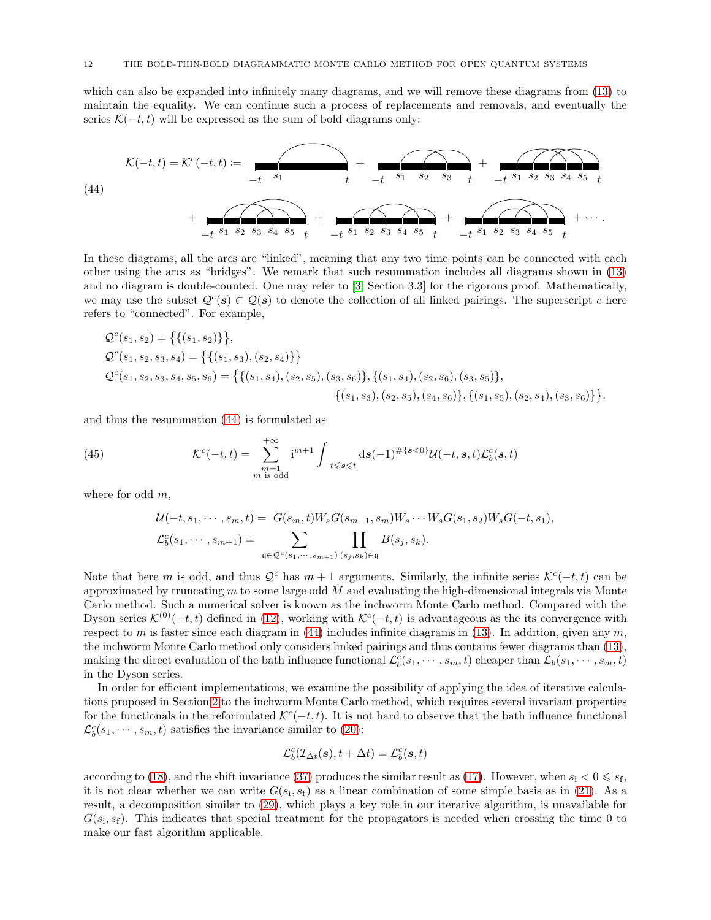which can also be expanded into infinitely many diagrams, and we will remove these diagrams from (13) to maintain the equality. We can continue such a process of replacements and removals, and eventually the series $\mathcal{K}(-t,t)$ will be expressed as the sum of bold diagrams only:

(44) $$\mathcal{K}(-t,t) = \mathcal{K}^c(-t,t) := [\text{diagram}] + [\text{diagram}] + [\text{diagram}] + [\text{diagram}] + [\text{diagram}] + [\text{diagram}] + \cdots.$$

In these diagrams, all the arcs are "linked", meaning that any two time points can be connected with each other using the arcs as "bridges". We remark that such resummation includes all diagrams shown in (13) and no diagram is double-counted. One may refer to [3, Section 3.3] for the rigorous proof. Mathematically, we may use the subset $\mathcal{Q}^c(\boldsymbol{s}) \subset \mathcal{Q}(\boldsymbol{s})$ to denote the collection of all linked pairings. The superscript $c$ here refers to "connected". For example,

$$
\begin{aligned}
&\mathcal{Q}^c(s_1,s_2) = \big\{\{(s_1,s_2)\}\big\},\\
&\mathcal{Q}^c(s_1,s_2,s_3,s_4) = \big\{\{(s_1,s_3),(s_2,s_4)\}\big\}\\
&\mathcal{Q}^c(s_1,s_2,s_3,s_4,s_5,s_6) = \big\{\{(s_1,s_4),(s_2,s_5),(s_3,s_6)\},\{(s_1,s_4),(s_2,s_6),(s_3,s_5)\},\\
&\qquad\qquad\qquad\qquad \{(s_1,s_3),(s_2,s_5),(s_4,s_6)\},\{(s_1,s_5),(s_2,s_4),(s_3,s_6)\}\big\}.
\end{aligned}
$$

and thus the resummation (44) is formulated as

(45) $$\mathcal{K}^c(-t,t) = \sum_{\substack{m=1\\ m \text{ is odd}}}^{+\infty} \mathrm{i}^{m+1} \int_{-t\leqslant \boldsymbol{s} \leqslant t} \mathrm{d}\boldsymbol{s} (-1)^{\#\{\boldsymbol{s}<0\}} \mathcal{U}(-t,\boldsymbol{s},t) \mathcal{L}_b^c(\boldsymbol{s},t)$$

where for odd $m$,

$$
\begin{aligned}
\mathcal{U}(-t,s_1,\cdots,s_m,t) &= G(s_m,t)W_s G(s_{m-1},s_m)W_s \cdots W_s G(s_1,s_2) W_s G(-t,s_1),\\
\mathcal{L}_b^c(s_1,\cdots,s_{m+1}) &= \sum_{\mathfrak{q}\in\mathcal{Q}^c(s_1,\cdots,s_{m+1})} \prod_{(s_j,s_k)\in\mathfrak{q}} B(s_j,s_k).
\end{aligned}
$$

Note that here $m$ is odd, and thus $\mathcal{Q}^c$ has $m+1$ arguments. Similarly, the infinite series $\mathcal{K}^c(-t,t)$ can be approximated by truncating $m$ to some large odd $\bar{M}$ and evaluating the high-dimensional integrals via Monte Carlo method. Such a numerical solver is known as the inchworm Monte Carlo method. Compared with the Dyson series $\mathcal{K}^{(0)}(-t,t)$ defined in (12), working with $\mathcal{K}^c(-t,t)$ is advantageous as the its convergence with respect to $m$ is faster since each diagram in (44) includes infinite diagrams in (13). In addition, given any $m$, the inchworm Monte Carlo method only considers linked pairings and thus contains fewer diagrams than (13), making the direct evaluation of the bath influence functional $\mathcal{L}_b^c(s_1,\cdots,s_m,t)$ cheaper than $\mathcal{L}_b(s_1,\cdots,s_m,t)$ in the Dyson series.

In order for efficient implementations, we examine the possibility of applying the idea of iterative calculations proposed in Section 2 to the inchworm Monte Carlo method, which requires several invariant properties for the functionals in the reformulated $\mathcal{K}^c(-t,t)$. It is not hard to observe that the bath influence functional $\mathcal{L}_b^c(s_1,\cdots,s_m,t)$ satisfies the invariance similar to (20):

$$\mathcal{L}_b^c(\mathcal{I}_{\Delta t}(\boldsymbol{s}), t+\Delta t) = \mathcal{L}_b^c(\boldsymbol{s},t)$$

according to (18), and the shift invariance (37) produces the similar result as (17). However, when $s_\mathrm{i} < 0 \leqslant s_\mathrm{f}$, it is not clear whether we can write $G(s_\mathrm{i},s_\mathrm{f})$ as a linear combination of some simple basis as in (21). As a result, a decomposition similar to (29), which plays a key role in our iterative algorithm, is unavailable for $G(s_\mathrm{i},s_\mathrm{f})$. This indicates that special treatment for the propagators is needed when crossing the time 0 to make our fast algorithm applicable.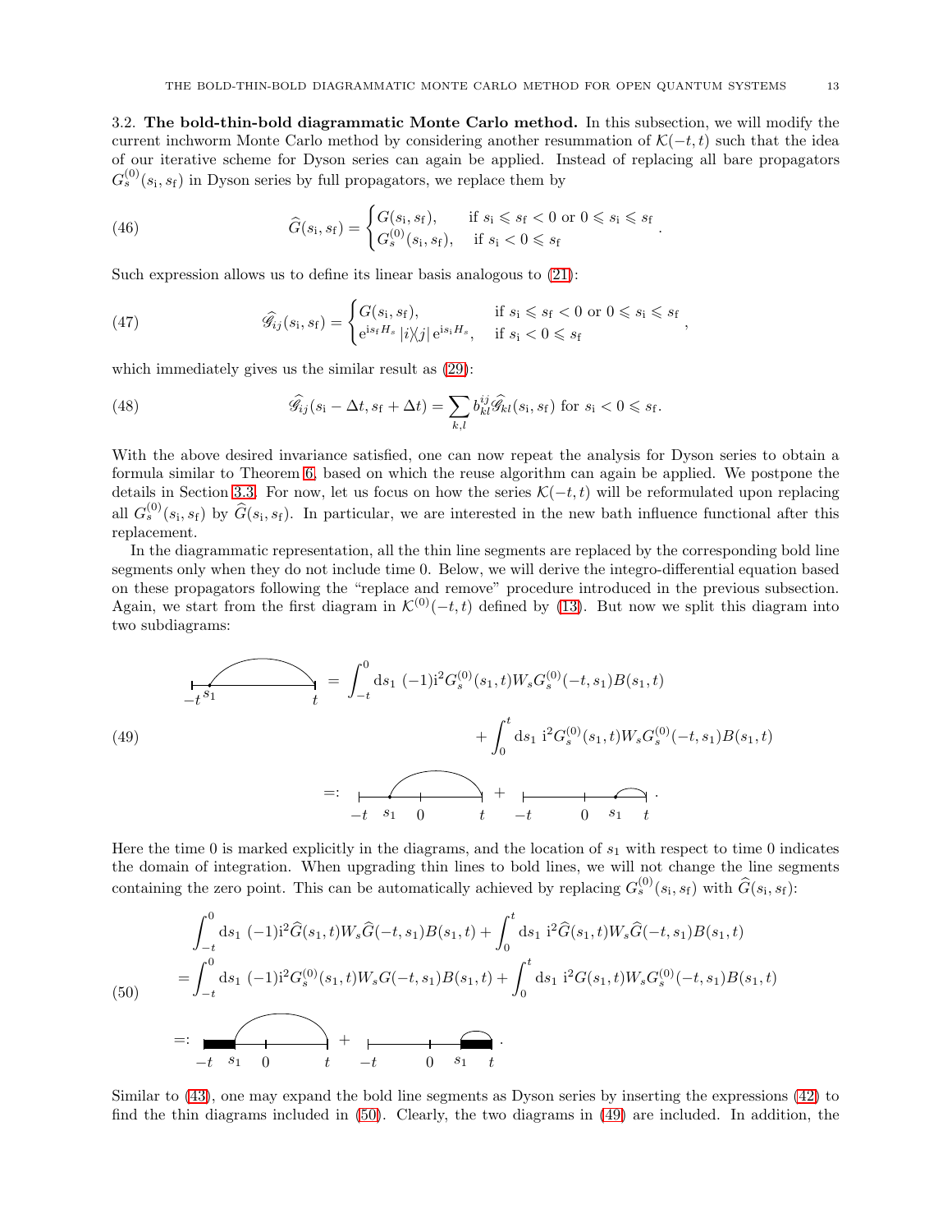### 3.2. The bold-thin-bold diagrammatic Monte Carlo method.

In this subsection, we will modify the current inchworm Monte Carlo method by considering another resummation of $\mathcal{K}(-t,t)$ such that the idea of our iterative scheme for Dyson series can again be applied. Instead of replacing all bare propagators $G_s^{(0)}(s_\mathrm{i},s_\mathrm{f})$ in Dyson series by full propagators, we replace them by

$$
\widehat{G}(s_\mathrm{i},s_\mathrm{f}) = \begin{cases} G(s_\mathrm{i},s_\mathrm{f}), & \text{if } s_\mathrm{i} \leqslant s_\mathrm{f} < 0 \text{ or } 0 \leqslant s_\mathrm{i} \leqslant s_\mathrm{f} \\ G_s^{(0)}(s_\mathrm{i},s_\mathrm{f}), & \text{if } s_\mathrm{i} < 0 \leqslant s_\mathrm{f} \end{cases}. \tag{46}
$$

Such expression allows us to define its linear basis analogous to (21):

$$
\widehat{\mathscr{G}}_{ij}(s_\mathrm{i},s_\mathrm{f}) = \begin{cases} G(s_\mathrm{i},s_\mathrm{f}), & \text{if } s_\mathrm{i} \leqslant s_\mathrm{f} < 0 \text{ or } 0 \leqslant s_\mathrm{i} \leqslant s_\mathrm{f} \\ \mathrm{e}^{\mathrm{i}s_f H_s} |i\rangle\langle j| \, \mathrm{e}^{\mathrm{i}s_\mathrm{i} H_s}, & \text{if } s_\mathrm{i} < 0 \leqslant s_\mathrm{f} \end{cases}, \tag{47}
$$

which immediately gives us the similar result as (29):

$$
\widehat{\mathscr{G}}_{ij}(s_\mathrm{i} - \Delta t, s_\mathrm{f} + \Delta t) = \sum_{k,l} b_{kl}^{ij} \widehat{\mathscr{G}}_{kl}(s_\mathrm{i},s_\mathrm{f}) \text{ for } s_\mathrm{i} < 0 \leqslant s_\mathrm{f}. \tag{48}
$$

With the above desired invariance satisfied, one can now repeat the analysis for Dyson series to obtain a formula similar to Theorem 6, based on which the reuse algorithm can again be applied. We postpone the details in Section 3.3. For now, let us focus on how the series $\mathcal{K}(-t,t)$ will be reformulated upon replacing all $G_s^{(0)}(s_\mathrm{i},s_\mathrm{f})$ by $\widehat{G}(s_\mathrm{i},s_\mathrm{f})$. In particular, we are interested in the new bath influence functional after this replacement.

In the diagrammatic representation, all the thin line segments are replaced by the corresponding bold line segments only when they do not include time 0. Below, we will derive the integro-differential equation based on these propagators following the "replace and remove" procedure introduced in the previous subsection. Again, we start from the first diagram in $\mathcal{K}^{(0)}(-t,t)$ defined by (13). But now we split this diagram into two subdiagrams:

$$
\begin{aligned}
[\text{diagram}] &= \int_{-t}^{0} \mathrm{d}s_1 \; (-1)\mathrm{i}^2 G_s^{(0)}(s_1,t) W_s G_s^{(0)}(-t,s_1) B(s_1,t) \\
&\quad + \int_{0}^{t} \mathrm{d}s_1 \; \mathrm{i}^2 G_s^{(0)}(s_1,t) W_s G_s^{(0)}(-t,s_1) B(s_1,t) \\
&=: [\text{diagram}] + [\text{diagram}].
\end{aligned} \tag{49}
$$

Here the time 0 is marked explicitly in the diagrams, and the location of $s_1$ with respect to time 0 indicates the domain of integration. When upgrading thin lines to bold lines, we will not change the line segments containing the zero point. This can be automatically achieved by replacing $G_s^{(0)}(s_\mathrm{i},s_\mathrm{f})$ with $\widehat{G}(s_\mathrm{i},s_\mathrm{f})$:

$$
\begin{aligned}
&\int_{-t}^{0} \mathrm{d}s_1 \; (-1)\mathrm{i}^2 \widehat{G}(s_1,t) W_s \widehat{G}(-t,s_1) B(s_1,t) + \int_{0}^{t} \mathrm{d}s_1 \; \mathrm{i}^2 \widehat{G}(s_1,t) W_s \widehat{G}(-t,s_1) B(s_1,t) \\
={}& \int_{-t}^{0} \mathrm{d}s_1 \; (-1)\mathrm{i}^2 G_s^{(0)}(s_1,t) W_s G(-t,s_1) B(s_1,t) + \int_{0}^{t} \mathrm{d}s_1 \; \mathrm{i}^2 G(s_1,t) W_s G_s^{(0)}(-t,s_1) B(s_1,t) \\
=:{}& [\text{diagram}] + [\text{diagram}].
\end{aligned} \tag{50}
$$

Similar to (43), one may expand the bold line segments as Dyson series by inserting the expressions (42) to find the thin diagrams included in (50). Clearly, the two diagrams in (49) are included. In addition, the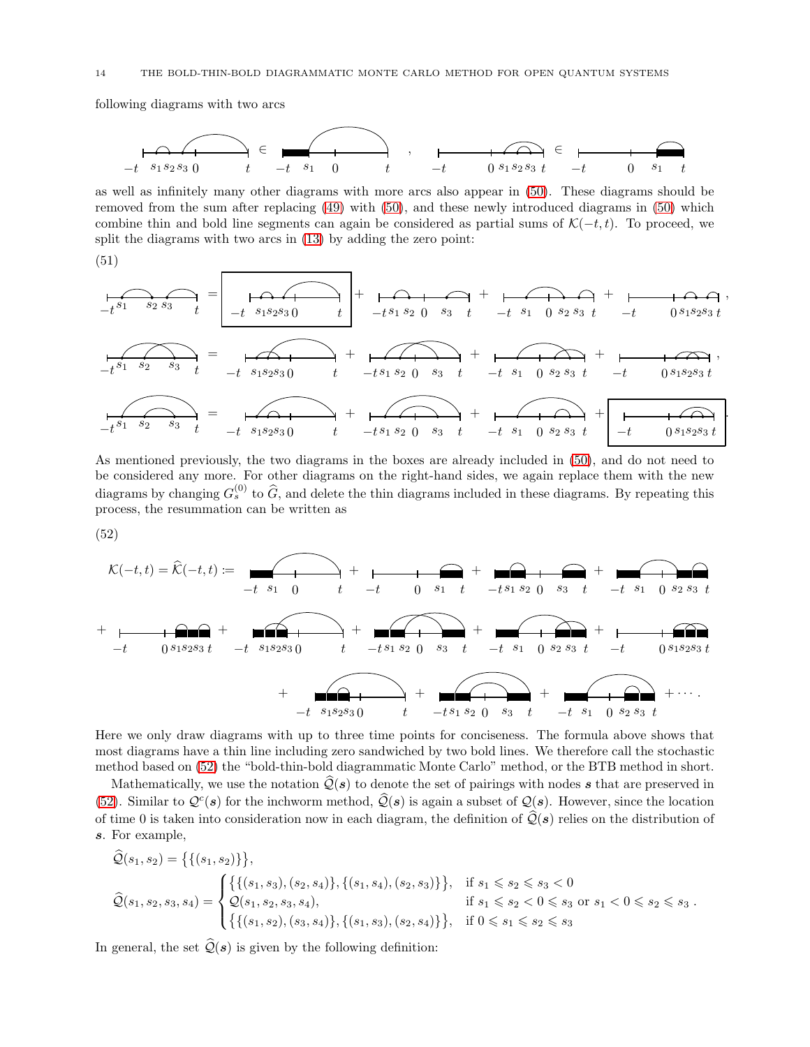following diagrams with two arcs

as well as infinitely many other diagrams with more arcs also appear in (50). These diagrams should be removed from the sum after replacing (49) with (50), and these newly introduced diagrams in (50) which combine thin and bold line segments can again be considered as partial sums of $\mathcal{K}(-t,t)$. To proceed, we split the diagrams with two arcs in (13) by adding the zero point:

(51)

As mentioned previously, the two diagrams in the boxes are already included in (50), and do not need to be considered any more. For other diagrams on the right-hand sides, we again replace them with the new diagrams by changing $G_s^{(0)}$ to $\widehat{G}$, and delete the thin diagrams included in these diagrams. By repeating this process, the resummation can be written as

(52)

$$\mathcal{K}(-t,t) = \widehat{\mathcal{K}}(-t,t) := \cdots$$

Here we only draw diagrams with up to three time points for conciseness. The formula above shows that most diagrams have a thin line including zero sandwiched by two bold lines. We therefore call the stochastic method based on (52) the "bold-thin-bold diagrammatic Monte Carlo" method, or the BTB method in short.

Mathematically, we use the notation $\widehat{\mathcal{Q}}(\boldsymbol{s})$ to denote the set of pairings with nodes $\boldsymbol{s}$ that are preserved in (52). Similar to $\mathcal{Q}^c(\boldsymbol{s})$ for the inchworm method, $\widehat{\mathcal{Q}}(\boldsymbol{s})$ is again a subset of $\mathcal{Q}(\boldsymbol{s})$. However, since the location of time 0 is taken into consideration now in each diagram, the definition of $\widehat{\mathcal{Q}}(\boldsymbol{s})$ relies on the distribution of $\boldsymbol{s}$. For example,

$$\widehat{\mathcal{Q}}(s_1,s_2) = \{\{(s_1,s_2)\}\},$$

$$\widehat{\mathcal{Q}}(s_1,s_2,s_3,s_4) = \begin{cases} \{\{(s_1,s_3),(s_2,s_4)\},\{(s_1,s_4),(s_2,s_3)\}\}, & \text{if } s_1 \leqslant s_2 \leqslant s_3 < 0 \\ \mathcal{Q}(s_1,s_2,s_3,s_4), & \text{if } s_1 \leqslant s_2 < 0 \leqslant s_3 \text{ or } s_1 < 0 \leqslant s_2 \leqslant s_3 \\ \{\{(s_1,s_2),(s_3,s_4)\},\{(s_1,s_3),(s_2,s_4)\}\}, & \text{if } 0 \leqslant s_1 \leqslant s_2 \leqslant s_3 \end{cases}.$$

In general, the set $\widehat{\mathcal{Q}}(\boldsymbol{s})$ is given by the following definition: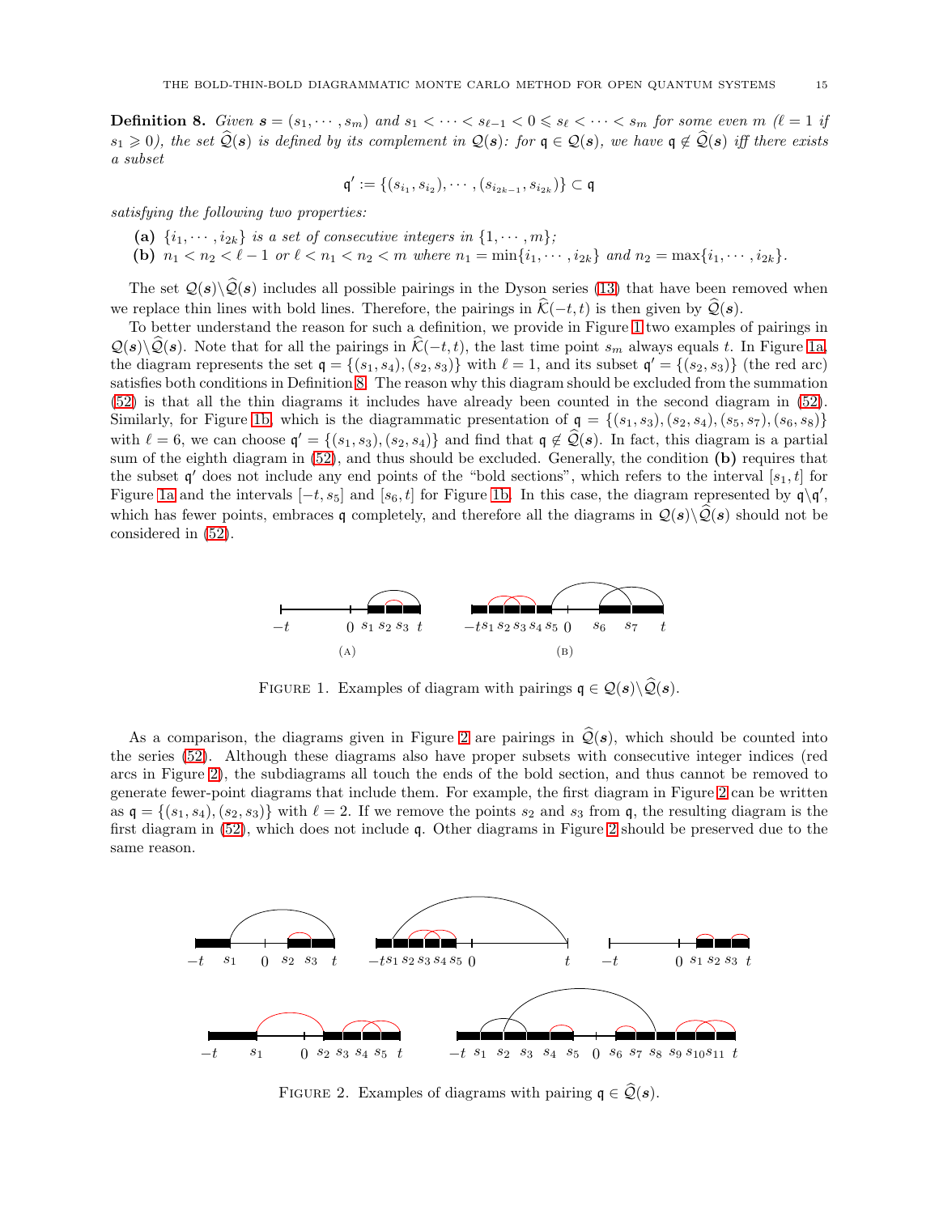**Definition 8.** *Given* $\boldsymbol{s} = (s_1, \cdots, s_m)$ *and* $s_1 < \cdots < s_{\ell-1} < 0 \leqslant s_\ell < \cdots < s_m$ *for some even* $m$ ($\ell = 1$ *if* $s_1 \geqslant 0$)*, the set* $\widehat{\mathcal{Q}}(\boldsymbol{s})$ *is defined by its complement in* $\mathcal{Q}(\boldsymbol{s})$*: for* $\mathfrak{q} \in \mathcal{Q}(\boldsymbol{s})$*, we have* $\mathfrak{q} \notin \widehat{\mathcal{Q}}(\boldsymbol{s})$ *iff there exists a subset*

$$\mathfrak{q}' := \{(s_{i_1}, s_{i_2}), \cdots, (s_{i_{2k-1}}, s_{i_{2k}})\} \subset \mathfrak{q}$$

*satisfying the following two properties:*

- **(a)** $\{i_1, \cdots, i_{2k}\}$ *is a set of consecutive integers in* $\{1, \cdots, m\}$*;*
- **(b)** $n_1 < n_2 < \ell - 1$ *or* $\ell < n_1 < n_2 < m$ *where* $n_1 = \min\{i_1, \cdots, i_{2k}\}$ *and* $n_2 = \max\{i_1, \cdots, i_{2k}\}$*.*

The set $\mathcal{Q}(\boldsymbol{s})\backslash\widehat{\mathcal{Q}}(\boldsymbol{s})$ includes all possible pairings in the Dyson series (13) that have been removed when we replace thin lines with bold lines. Therefore, the pairings in $\widehat{\mathcal{K}}(-t,t)$ is then given by $\widehat{\mathcal{Q}}(\boldsymbol{s})$.

To better understand the reason for such a definition, we provide in Figure 1 two examples of pairings in $\mathcal{Q}(\boldsymbol{s})\backslash\widehat{\mathcal{Q}}(\boldsymbol{s})$. Note that for all the pairings in $\widehat{\mathcal{K}}(-t,t)$, the last time point $s_m$ always equals $t$. In Figure 1a, the diagram represents the set $\mathfrak{q} = \{(s_1, s_4), (s_2, s_3)\}$ with $\ell = 1$, and its subset $\mathfrak{q}' = \{(s_2, s_3)\}$ (the red arc) satisfies both conditions in Definition 8. The reason why this diagram should be excluded from the summation (52) is that all the thin diagrams it includes have already been counted in the second diagram in (52). Similarly, for Figure 1b, which is the diagrammatic presentation of $\mathfrak{q} = \{(s_1, s_3), (s_2, s_4), (s_5, s_7), (s_6, s_8)\}$ with $\ell = 6$, we can choose $\mathfrak{q}' = \{(s_1, s_3), (s_2, s_4)\}$ and find that $\mathfrak{q} \notin \widehat{\mathcal{Q}}(\boldsymbol{s})$. In fact, this diagram is a partial sum of the eighth diagram in (52), and thus should be excluded. Generally, the condition **(b)** requires that the subset $\mathfrak{q}'$ does not include any end points of the "bold sections", which refers to the interval $[s_1, t]$ for Figure 1a and the intervals $[-t, s_5]$ and $[s_6, t]$ for Figure 1b. In this case, the diagram represented by $\mathfrak{q}\backslash\mathfrak{q}'$, which has fewer points, embraces $\mathfrak{q}$ completely, and therefore all the diagrams in $\mathcal{Q}(\boldsymbol{s})\backslash\widehat{\mathcal{Q}}(\boldsymbol{s})$ should not be considered in (52).

(A) (B)

Figure 1. Examples of diagram with pairings $\mathfrak{q} \in \mathcal{Q}(\boldsymbol{s})\backslash\widehat{\mathcal{Q}}(\boldsymbol{s})$.

As a comparison, the diagrams given in Figure 2 are pairings in $\widehat{\mathcal{Q}}(\boldsymbol{s})$, which should be counted into the series (52). Although these diagrams also have proper subsets with consecutive integer indices (red arcs in Figure 2), the subdiagrams all touch the ends of the bold section, and thus cannot be removed to generate fewer-point diagrams that include them. For example, the first diagram in Figure 2 can be written as $\mathfrak{q} = \{(s_1, s_4), (s_2, s_3)\}$ with $\ell = 2$. If we remove the points $s_2$ and $s_3$ from $\mathfrak{q}$, the resulting diagram is the first diagram in (52), which does not include $\mathfrak{q}$. Other diagrams in Figure 2 should be preserved due to the same reason.

Figure 2. Examples of diagrams with pairing $\mathfrak{q} \in \widehat{\mathcal{Q}}(\boldsymbol{s})$.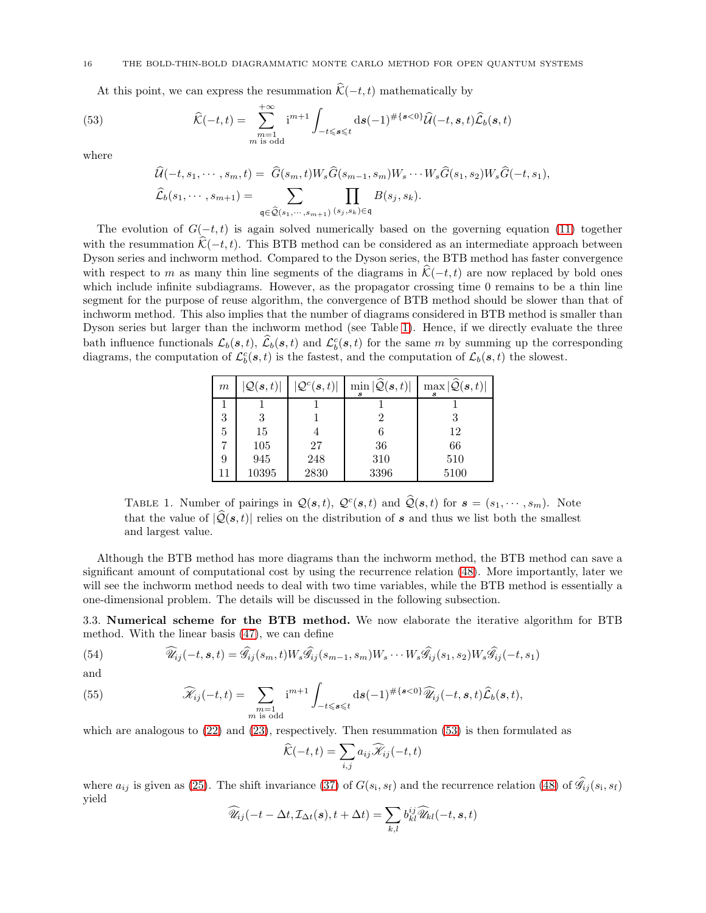At this point, we can express the resummation $\widehat{\mathcal{K}}(-t,t)$ mathematically by

$$
\widehat{\mathcal{K}}(-t,t) = \sum_{\substack{m=1 \\ m \text{ is odd}}}^{+\infty} \mathrm{i}^{m+1} \int_{-t \leqslant \boldsymbol{s} \leqslant t} \mathrm{d}\boldsymbol{s} (-1)^{\#\{\boldsymbol{s}<0\}} \widehat{\mathcal{U}}(-t,\boldsymbol{s},t) \widehat{\mathcal{L}}_b(\boldsymbol{s},t) \tag{53}
$$

where

$$
\widehat{\mathcal{U}}(-t,s_1,\cdots,s_m,t) = \widehat{G}(s_m,t) W_s \widehat{G}(s_{m-1},s_m) W_s \cdots W_s \widehat{G}(s_1,s_2) W_s \widehat{G}(-t,s_1),
$$

$$
\widehat{\mathcal{L}}_b(s_1,\cdots,s_{m+1}) = \sum_{\mathfrak{q} \in \widehat{\mathcal{Q}}(s_1,\cdots,s_{m+1})} \prod_{(s_j,s_k)\in\mathfrak{q}} B(s_j,s_k).
$$

The evolution of $G(-t,t)$ is again solved numerically based on the governing equation (11) together with the resummation $\widehat{\mathcal{K}}(-t,t)$. This BTB method can be considered as an intermediate approach between Dyson series and inchworm method. Compared to the Dyson series, the BTB method has faster convergence with respect to $m$ as many thin line segments of the diagrams in $\widehat{\mathcal{K}}(-t,t)$ are now replaced by bold ones which include infinite subdiagrams. However, as the propagator crossing time 0 remains to be a thin line segment for the purpose of reuse algorithm, the convergence of BTB method should be slower than that of inchworm method. This also implies that the number of diagrams considered in BTB method is smaller than Dyson series but larger than the inchworm method (see Table 1). Hence, if we directly evaluate the three bath influence functionals $\mathcal{L}_b(\boldsymbol{s},t)$, $\widehat{\mathcal{L}}_b(\boldsymbol{s},t)$ and $\mathcal{L}_b^c(\boldsymbol{s},t)$ for the same $m$ by summing up the corresponding diagrams, the computation of $\mathcal{L}_b^c(\boldsymbol{s},t)$ is the fastest, and the computation of $\mathcal{L}_b(\boldsymbol{s},t)$ the slowest.

| $m$ | $\lvert\mathcal{Q}(\boldsymbol{s},t)\rvert$ | $\lvert\mathcal{Q}^c(\boldsymbol{s},t)\rvert$ | $\min_{\boldsymbol{s}} \lvert\widehat{\mathcal{Q}}(\boldsymbol{s},t)\rvert$ | $\max_{\boldsymbol{s}} \lvert\widehat{\mathcal{Q}}(\boldsymbol{s},t)\rvert$ |
|---|---|---|---|---|
| 1 | 1 | 1 | 1 | 1 |
| 3 | 3 | 1 | 2 | 3 |
| 5 | 15 | 4 | 6 | 12 |
| 7 | 105 | 27 | 36 | 66 |
| 9 | 945 | 248 | 310 | 510 |
| 11 | 10395 | 2830 | 3396 | 5100 |

TABLE 1. Number of pairings in $\mathcal{Q}(\boldsymbol{s},t)$, $\mathcal{Q}^c(\boldsymbol{s},t)$ and $\widehat{\mathcal{Q}}(\boldsymbol{s},t)$ for $\boldsymbol{s} = (s_1,\cdots,s_m)$. Note that the value of $\lvert\widehat{\mathcal{Q}}(\boldsymbol{s},t)\rvert$ relies on the distribution of $\boldsymbol{s}$ and thus we list both the smallest and largest value.

Although the BTB method has more diagrams than the inchworm method, the BTB method can save a significant amount of computational cost by using the recurrence relation (48). More importantly, later we will see the inchworm method needs to deal with two time variables, while the BTB method is essentially a one-dimensional problem. The details will be discussed in the following subsection.

### 3.3. Numerical scheme for the BTB method.

We now elaborate the iterative algorithm for BTB method. With the linear basis (47), we can define

$$
\widehat{\mathscr{U}}_{ij}(-t,\boldsymbol{s},t) = \widehat{\mathscr{G}}_{ij}(s_m,t) W_s \widehat{\mathscr{G}}_{ij}(s_{m-1},s_m) W_s \cdots W_s \widehat{\mathscr{G}}_{ij}(s_1,s_2) W_s \widehat{\mathscr{G}}_{ij}(-t,s_1) \tag{54}
$$

and

$$
\widehat{\mathscr{K}}_{ij}(-t,t) = \sum_{\substack{m=1 \\ m \text{ is odd}}} \mathrm{i}^{m+1} \int_{-t \leqslant \boldsymbol{s} \leqslant t} \mathrm{d}\boldsymbol{s} (-1)^{\#\{\boldsymbol{s}<0\}} \widehat{\mathscr{U}}_{ij}(-t,\boldsymbol{s},t) \widehat{\mathcal{L}}_b(\boldsymbol{s},t), \tag{55}
$$

which are analogous to (22) and (23), respectively. Then resummation (53) is then formulated as

$$
\widehat{\mathcal{K}}(-t,t) = \sum_{i,j} a_{ij} \widehat{\mathscr{K}}_{ij}(-t,t)
$$

where $a_{ij}$ is given as (25). The shift invariance (37) of $G(s_{\mathrm{i}},s_{\mathrm{f}})$ and the recurrence relation (48) of $\widehat{\mathscr{G}}_{ij}(s_{\mathrm{i}},s_{\mathrm{f}})$ yield

$$
\widehat{\mathscr{U}}_{ij}(-t-\Delta t, \mathcal{I}_{\Delta t}(\boldsymbol{s}), t+\Delta t) = \sum_{k,l} b_{kl}^{ij} \widehat{\mathscr{U}}_{kl}(-t,\boldsymbol{s},t)
$$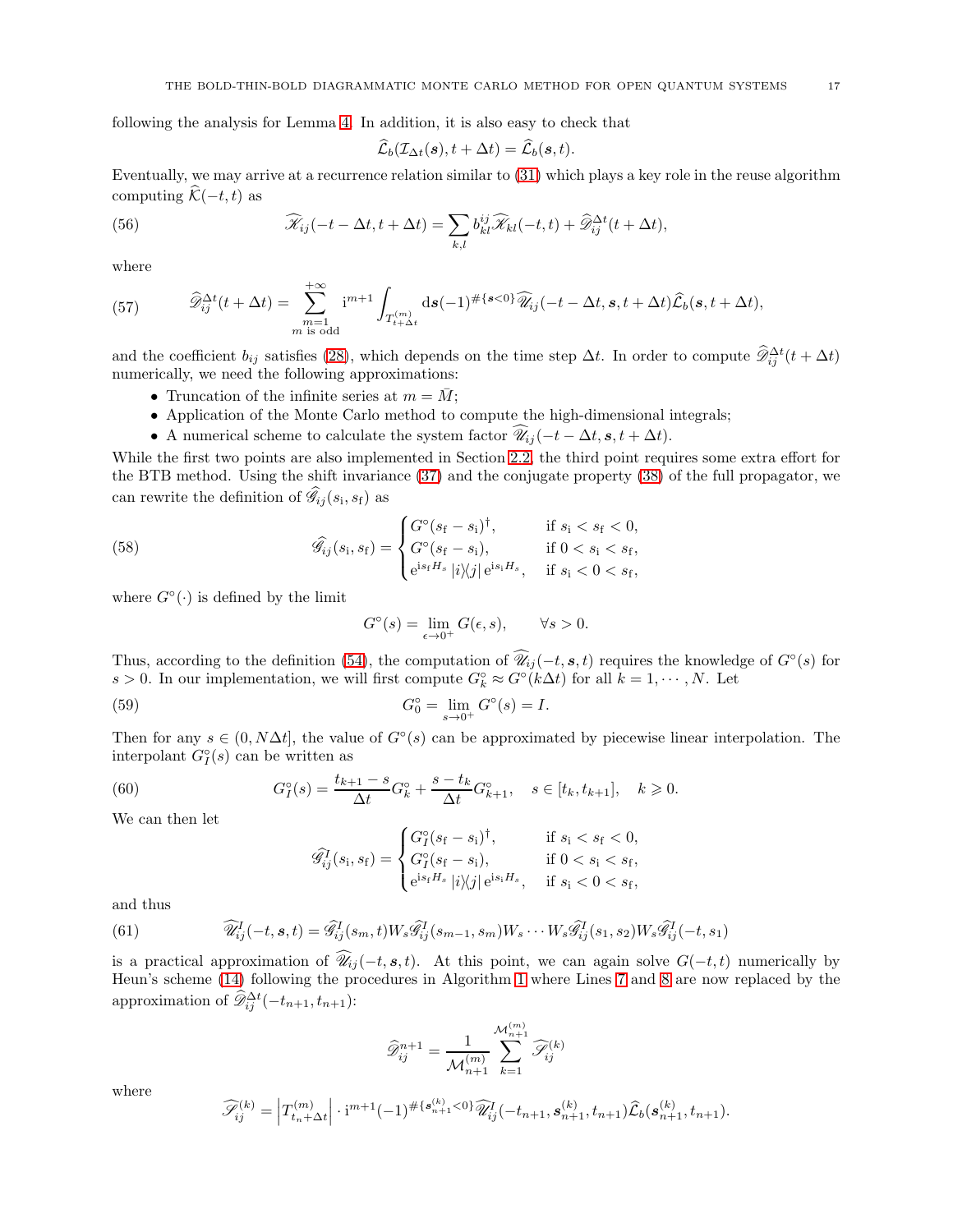following the analysis for Lemma 4. In addition, it is also easy to check that

$$\widehat{\mathcal{L}}_b(\mathcal{I}_{\Delta t}(\boldsymbol{s}), t+\Delta t) = \widehat{\mathcal{L}}_b(\boldsymbol{s}, t).$$

Eventually, we may arrive at a recurrence relation similar to (31) which plays a key role in the reuse algorithm computing $\widehat{\mathcal{K}}(-t,t)$ as

$$\widehat{\mathscr{K}}_{ij}(-t-\Delta t, t+\Delta t) = \sum_{k,l} b_{kl}^{ij} \widehat{\mathscr{K}}_{kl}(-t,t) + \widehat{\mathscr{D}}_{ij}^{\Delta t}(t+\Delta t), \tag{56}$$

where

$$\widehat{\mathscr{D}}_{ij}^{\Delta t}(t+\Delta t) = \sum_{\substack{m=1 \\ m \text{ is odd}}}^{+\infty} \mathrm{i}^{m+1} \int_{T_{t+\Delta t}^{(m)}} \mathrm{d}\boldsymbol{s} (-1)^{\#\{\boldsymbol{s}<0\}} \widehat{\mathscr{U}}_{ij}(-t-\Delta t, \boldsymbol{s}, t+\Delta t) \widehat{\mathcal{L}}_b(\boldsymbol{s}, t+\Delta t), \tag{57}$$

and the coefficient $b_{ij}$ satisfies (28), which depends on the time step $\Delta t$. In order to compute $\widehat{\mathscr{D}}_{ij}^{\Delta t}(t+\Delta t)$ numerically, we need the following approximations:

- Truncation of the infinite series at $m = \bar{M}$;
- Application of the Monte Carlo method to compute the high-dimensional integrals;
- A numerical scheme to calculate the system factor $\widehat{\mathscr{U}}_{ij}(-t-\Delta t, \boldsymbol{s}, t+\Delta t)$.

While the first two points are also implemented in Section 2.2, the third point requires some extra effort for the BTB method. Using the shift invariance (37) and the conjugate property (38) of the full propagator, we can rewrite the definition of $\widehat{\mathscr{G}}_{ij}(s_{\mathrm{i}}, s_{\mathrm{f}})$ as

$$\widehat{\mathscr{G}}_{ij}(s_{\mathrm{i}}, s_{\mathrm{f}}) = \begin{cases} G^{\circ}(s_{\mathrm{f}} - s_{\mathrm{i}})^{\dagger}, & \text{if } s_{\mathrm{i}} < s_{\mathrm{f}} < 0, \\ G^{\circ}(s_{\mathrm{f}} - s_{\mathrm{i}}), & \text{if } 0 < s_{\mathrm{i}} < s_{\mathrm{f}}, \\ \mathrm{e}^{\mathrm{i}s_{\mathrm{f}}H_s} \left|i\right\rangle\!\left\langle j\right| \mathrm{e}^{\mathrm{i}s_{\mathrm{i}}H_s}, & \text{if } s_{\mathrm{i}} < 0 < s_{\mathrm{f}}, \end{cases} \tag{58}$$

where $G^{\circ}(\cdot)$ is defined by the limit

$$G^{\circ}(s) = \lim_{\epsilon \to 0^+} G(\epsilon, s), \qquad \forall s > 0.$$

Thus, according to the definition (54), the computation of $\widehat{\mathscr{U}}_{ij}(-t, \boldsymbol{s}, t)$ requires the knowledge of $G^{\circ}(s)$ for $s > 0$. In our implementation, we will first compute $G_k^{\circ} \approx G^{\circ}(k\Delta t)$ for all $k = 1, \cdots, N$. Let

$$G_0^{\circ} = \lim_{s \to 0^+} G^{\circ}(s) = I. \tag{59}$$

Then for any $s \in (0, N\Delta t]$, the value of $G^{\circ}(s)$ can be approximated by piecewise linear interpolation. The interpolant $G_I^{\circ}(s)$ can be written as

$$G_I^{\circ}(s) = \frac{t_{k+1} - s}{\Delta t} G_k^{\circ} + \frac{s - t_k}{\Delta t} G_{k+1}^{\circ}, \quad s \in [t_k, t_{k+1}], \quad k \geqslant 0. \tag{60}$$

We can then let

$$\widehat{\mathscr{G}}_{ij}^{I}(s_{\mathrm{i}}, s_{\mathrm{f}}) = \begin{cases} G_I^{\circ}(s_{\mathrm{f}} - s_{\mathrm{i}})^{\dagger}, & \text{if } s_{\mathrm{i}} < s_{\mathrm{f}} < 0, \\ G_I^{\circ}(s_{\mathrm{f}} - s_{\mathrm{i}}), & \text{if } 0 < s_{\mathrm{i}} < s_{\mathrm{f}}, \\ \mathrm{e}^{\mathrm{i}s_{\mathrm{f}}H_s} \left|i\right\rangle\!\left\langle j\right| \mathrm{e}^{\mathrm{i}s_{\mathrm{i}}H_s}, & \text{if } s_{\mathrm{i}} < 0 < s_{\mathrm{f}}, \end{cases}$$

and thus

$$\widehat{\mathscr{U}}_{ij}^{I}(-t, \boldsymbol{s}, t) = \widehat{\mathscr{G}}_{ij}^{I}(s_m, t) W_s \widehat{\mathscr{G}}_{ij}^{I}(s_{m-1}, s_m) W_s \cdots W_s \widehat{\mathscr{G}}_{ij}^{I}(s_1, s_2) W_s \widehat{\mathscr{G}}_{ij}^{I}(-t, s_1) \tag{61}$$

is a practical approximation of $\widehat{\mathscr{U}}_{ij}(-t, \boldsymbol{s}, t)$. At this point, we can again solve $G(-t,t)$ numerically by Heun's scheme (14) following the procedures in Algorithm 1 where Lines 7 and 8 are now replaced by the approximation of $\widehat{\mathscr{D}}_{ij}^{\Delta t}(-t_{n+1}, t_{n+1})$:

$$\widehat{\mathscr{D}}_{ij}^{n+1} = \frac{1}{\mathcal{M}_{n+1}^{(m)}} \sum_{k=1}^{\mathcal{M}_{n+1}^{(m)}} \widehat{\mathscr{S}}_{ij}^{(k)}$$

where

$$\widehat{\mathscr{S}}_{ij}^{(k)} = \left| T_{t_n + \Delta t}^{(m)} \right| \cdot \mathrm{i}^{m+1} (-1)^{\#\{\boldsymbol{s}_{n+1}^{(k)} < 0\}} \widehat{\mathscr{U}}_{ij}^{I}(-t_{n+1}, \boldsymbol{s}_{n+1}^{(k)}, t_{n+1}) \widehat{\mathcal{L}}_b(\boldsymbol{s}_{n+1}^{(k)}, t_{n+1}).$$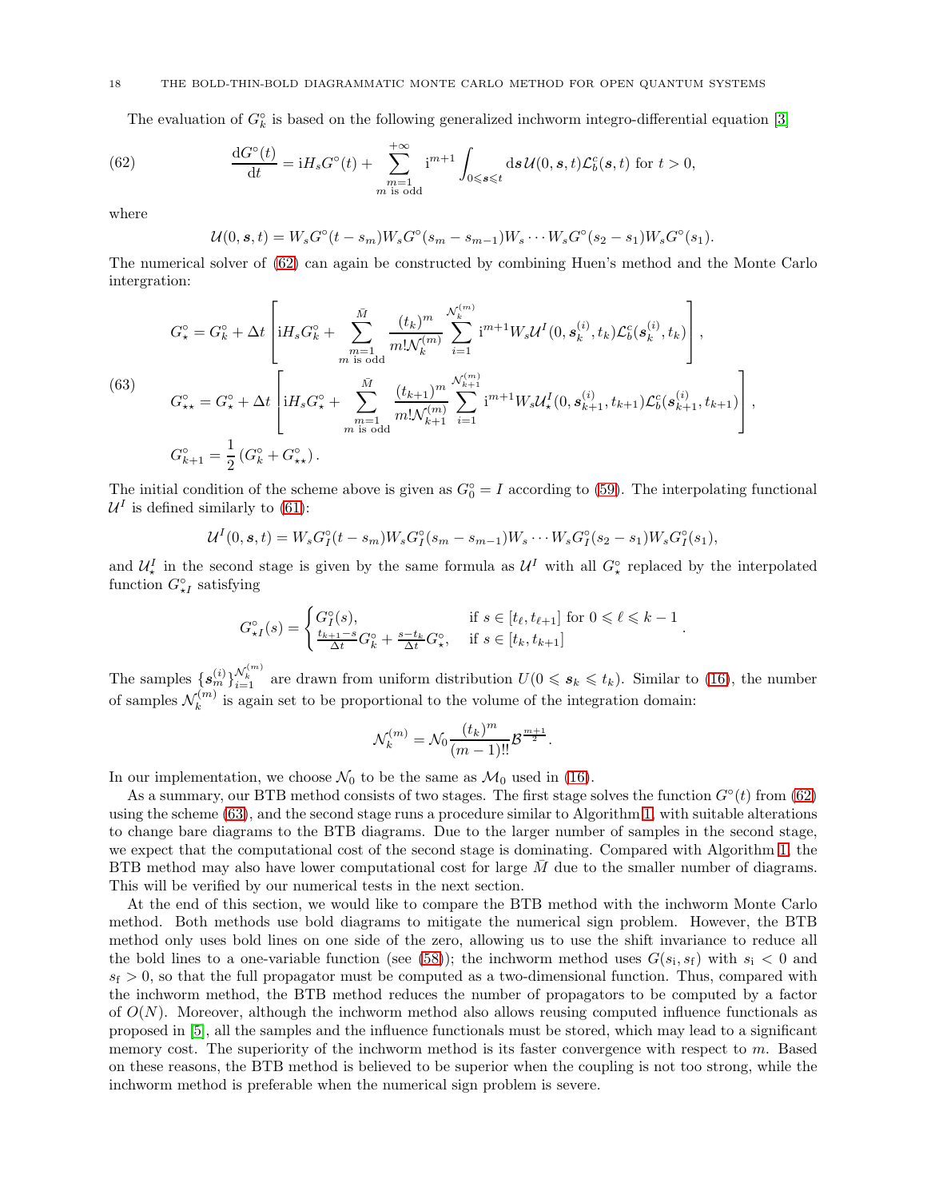The evaluation of $G_k^\circ$ is based on the following generalized inchworm integro-differential equation [3]

$$\frac{\mathrm{d}G^\circ(t)}{\mathrm{d}t} = \mathrm{i}H_s G^\circ(t) + \sum_{\substack{m=1 \\ m \text{ is odd}}}^{+\infty} \mathrm{i}^{m+1} \int_{0 \leqslant \boldsymbol{s} \leqslant t} \mathrm{d}\boldsymbol{s}\, \mathcal{U}(0, \boldsymbol{s}, t) \mathcal{L}_b^c(\boldsymbol{s}, t) \text{ for } t > 0, \tag{62}$$

where

$$\mathcal{U}(0, \boldsymbol{s}, t) = W_s G^\circ(t - s_m) W_s G^\circ(s_m - s_{m-1}) W_s \cdots W_s G^\circ(s_2 - s_1) W_s G^\circ(s_1).$$

The numerical solver of (62) can again be constructed by combining Huen's method and the Monte Carlo intergration:

$$\begin{aligned}
G_\star^\circ &= G_k^\circ + \Delta t \left[ \mathrm{i}H_s G_k^\circ + \sum_{\substack{m=1 \\ m \text{ is odd}}}^{\bar{M}} \frac{(t_k)^m}{m! \mathcal{N}_k^{(m)}} \sum_{i=1}^{\mathcal{N}_k^{(m)}} \mathrm{i}^{m+1} W_s \mathcal{U}^I(0, \boldsymbol{s}_k^{(i)}, t_k) \mathcal{L}_b^c(\boldsymbol{s}_k^{(i)}, t_k) \right], \\
G_{\star\star}^\circ &= G_\star^\circ + \Delta t \left[ \mathrm{i}H_s G_\star^\circ + \sum_{\substack{m=1 \\ m \text{ is odd}}}^{\bar{M}} \frac{(t_{k+1})^m}{m! \mathcal{N}_{k+1}^{(m)}} \sum_{i=1}^{\mathcal{N}_{k+1}^{(m)}} \mathrm{i}^{m+1} W_s \mathcal{U}_\star^I(0, \boldsymbol{s}_{k+1}^{(i)}, t_{k+1}) \mathcal{L}_b^c(\boldsymbol{s}_{k+1}^{(i)}, t_{k+1}) \right], \\
G_{k+1}^\circ &= \frac{1}{2} \left( G_k^\circ + G_{\star\star}^\circ \right).
\end{aligned} \tag{63}$$

The initial condition of the scheme above is given as $G_0^\circ = I$ according to (59). The interpolating functional $\mathcal{U}^I$ is defined similarly to (61):

$$\mathcal{U}^I(0, \boldsymbol{s}, t) = W_s G_I^\circ(t - s_m) W_s G_I^\circ(s_m - s_{m-1}) W_s \cdots W_s G_I^\circ(s_2 - s_1) W_s G_I^\circ(s_1),$$

and $\mathcal{U}_\star^I$ in the second stage is given by the same formula as $\mathcal{U}^I$ with all $G_\star^\circ$ replaced by the interpolated function $G_{\star I}^\circ$ satisfying

$$G_{\star I}^\circ(s) = \begin{cases} G_I^\circ(s), & \text{if } s \in [t_\ell, t_{\ell+1}] \text{ for } 0 \leqslant \ell \leqslant k-1 \\ \frac{t_{k+1} - s}{\Delta t} G_k^\circ + \frac{s - t_k}{\Delta t} G_\star^\circ, & \text{if } s \in [t_k, t_{k+1}] \end{cases}.$$

The samples $\{\boldsymbol{s}_m^{(i)}\}_{i=1}^{\mathcal{N}_k^{(m)}}$ are drawn from uniform distribution $U(0 \leqslant \boldsymbol{s}_k \leqslant t_k)$. Similar to (16), the number of samples $\mathcal{N}_k^{(m)}$ is again set to be proportional to the volume of the integration domain:

$$\mathcal{N}_k^{(m)} = \mathcal{N}_0 \frac{(t_k)^m}{(m-1)!!} \mathcal{B}^{\frac{m+1}{2}}.$$

In our implementation, we choose $\mathcal{N}_0$ to be the same as $\mathcal{M}_0$ used in (16).

As a summary, our BTB method consists of two stages. The first stage solves the function $G^\circ(t)$ from (62) using the scheme (63), and the second stage runs a procedure similar to Algorithm 1, with suitable alterations to change bare diagrams to the BTB diagrams. Due to the larger number of samples in the second stage, we expect that the computational cost of the second stage is dominating. Compared with Algorithm 1, the BTB method may also have lower computational cost for large $\bar{M}$ due to the smaller number of diagrams. This will be verified by our numerical tests in the next section.

At the end of this section, we would like to compare the BTB method with the inchworm Monte Carlo method. Both methods use bold diagrams to mitigate the numerical sign problem. However, the BTB method only uses bold lines on one side of the zero, allowing us to use the shift invariance to reduce all the bold lines to a one-variable function (see (58)); the inchworm method uses $G(s_\mathrm{i}, s_\mathrm{f})$ with $s_\mathrm{i} < 0$ and $s_\mathrm{f} > 0$, so that the full propagator must be computed as a two-dimensional function. Thus, compared with the inchworm method, the BTB method reduces the number of propagators to be computed by a factor of $O(N)$. Moreover, although the inchworm method also allows reusing computed influence functionals as proposed in [5], all the samples and the influence functionals must be stored, which may lead to a significant memory cost. The superiority of the inchworm method is its faster convergence with respect to $m$. Based on these reasons, the BTB method is believed to be superior when the coupling is not too strong, while the inchworm method is preferable when the numerical sign problem is severe.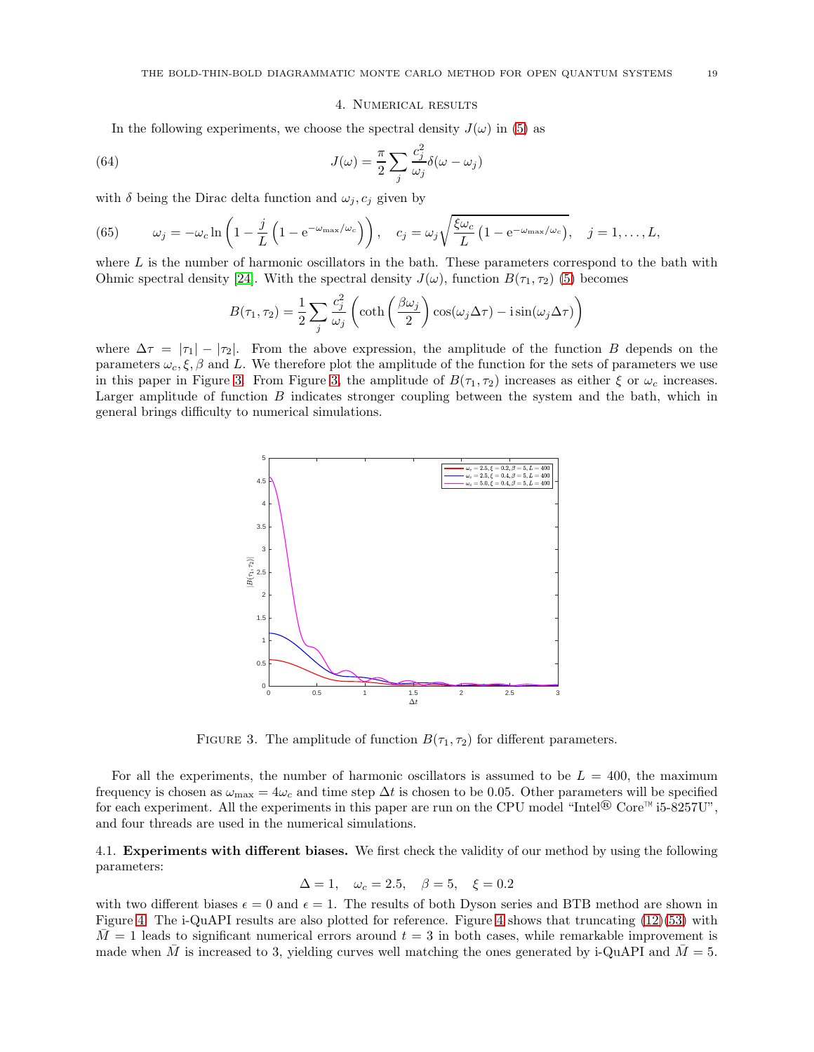## 4. Numerical results

In the following experiments, we choose the spectral density $J(\omega)$ in (5) as

$$J(\omega) = \frac{\pi}{2} \sum_j \frac{c_j^2}{\omega_j} \delta(\omega - \omega_j) \tag{64}$$

with $\delta$ being the Dirac delta function and $\omega_j, c_j$ given by

$$\omega_j = -\omega_c \ln\left(1 - \frac{j}{L}\left(1 - \mathrm{e}^{-\omega_{\max}/\omega_c}\right)\right), \quad c_j = \omega_j \sqrt{\frac{\xi \omega_c}{L}\left(1 - \mathrm{e}^{-\omega_{\max}/\omega_c}\right)}, \quad j = 1, \ldots, L, \tag{65}$$

where $L$ is the number of harmonic oscillators in the bath. These parameters correspond to the bath with Ohmic spectral density [24]. With the spectral density $J(\omega)$, function $B(\tau_1, \tau_2)$ (5) becomes

$$B(\tau_1, \tau_2) = \frac{1}{2} \sum_j \frac{c_j^2}{\omega_j} \left( \coth\left(\frac{\beta \omega_j}{2}\right) \cos(\omega_j \Delta\tau) - \mathrm{i} \sin(\omega_j \Delta\tau) \right)$$

where $\Delta\tau = |\tau_1| - |\tau_2|$. From the above expression, the amplitude of the function $B$ depends on the parameters $\omega_c, \xi, \beta$ and $L$. We therefore plot the amplitude of the function for the sets of parameters we use in this paper in Figure 3. From Figure 3, the amplitude of $B(\tau_1, \tau_2)$ increases as either $\xi$ or $\omega_c$ increases. Larger amplitude of function $B$ indicates stronger coupling between the system and the bath, which in general brings difficulty to numerical simulations.

Figure 3. The amplitude of function $B(\tau_1, \tau_2)$ for different parameters.

For all the experiments, the number of harmonic oscillators is assumed to be $L = 400$, the maximum frequency is chosen as $\omega_{\max} = 4\omega_c$ and time step $\Delta t$ is chosen to be 0.05. Other parameters will be specified for each experiment. All the experiments in this paper are run on the CPU model "Intel® Core™ i5-8257U", and four threads are used in the numerical simulations.

### 4.1. Experiments with different biases.

We first check the validity of our method by using the following parameters:

$$\Delta = 1, \quad \omega_c = 2.5, \quad \beta = 5, \quad \xi = 0.2$$

with two different biases $\epsilon = 0$ and $\epsilon = 1$. The results of both Dyson series and BTB method are shown in Figure 4. The i-QuAPI results are also plotted for reference. Figure 4 shows that truncating (12)(53) with $\bar{M} = 1$ leads to significant numerical errors around $t = 3$ in both cases, while remarkable improvement is made when $\bar{M}$ is increased to 3, yielding curves well matching the ones generated by i-QuAPI and $\bar{M} = 5$.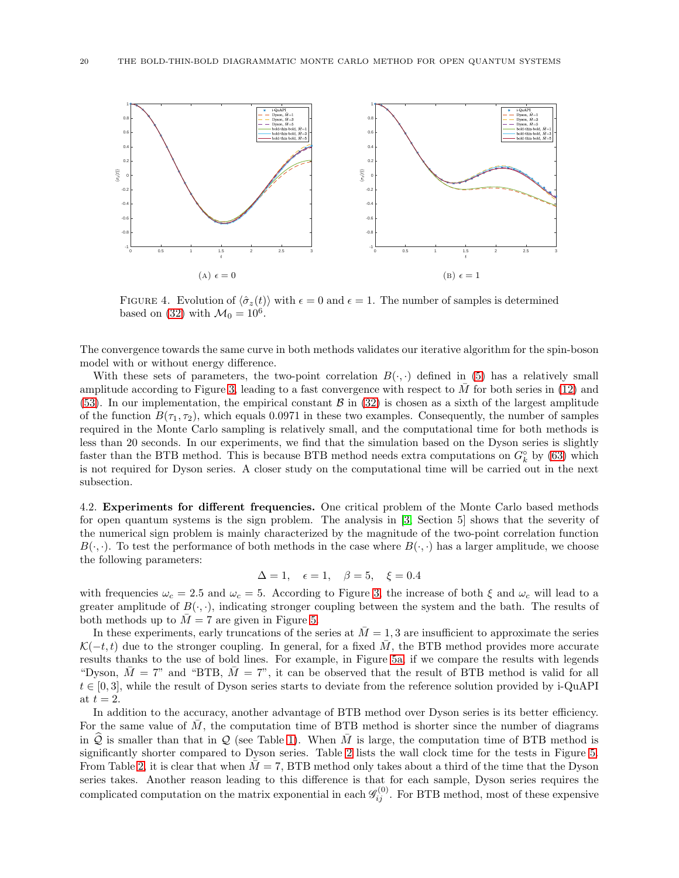(A) $\epsilon = 0$

(B) $\epsilon = 1$

FIGURE 4. Evolution of $\langle \hat{\sigma}_z(t) \rangle$ with $\epsilon = 0$ and $\epsilon = 1$. The number of samples is determined based on (32) with $\mathcal{M}_0 = 10^6$.

The convergence towards the same curve in both methods validates our iterative algorithm for the spin-boson model with or without energy difference.

With these sets of parameters, the two-point correlation $B(\cdot, \cdot)$ defined in (5) has a relatively small amplitude according to Figure 3, leading to a fast convergence with respect to $\bar{M}$ for both series in (12) and (53). In our implementation, the empirical constant $\mathcal{B}$ in (32) is chosen as a sixth of the largest amplitude of the function $B(\tau_1, \tau_2)$, which equals 0.0971 in these two examples. Consequently, the number of samples required in the Monte Carlo sampling is relatively small, and the computational time for both methods is less than 20 seconds. In our experiments, we find that the simulation based on the Dyson series is slightly faster than the BTB method. This is because BTB method needs extra computations on $G_k^{\circ}$ by (63) which is not required for Dyson series. A closer study on the computational time will be carried out in the next subsection.

4.2. **Experiments for different frequencies.** One critical problem of the Monte Carlo based methods for open quantum systems is the sign problem. The analysis in [3, Section 5] shows that the severity of the numerical sign problem is mainly characterized by the magnitude of the two-point correlation function $B(\cdot, \cdot)$. To test the performance of both methods in the case where $B(\cdot, \cdot)$ has a larger amplitude, we choose the following parameters:

$$\Delta = 1, \quad \epsilon = 1, \quad \beta = 5, \quad \xi = 0.4$$

with frequencies $\omega_c = 2.5$ and $\omega_c = 5$. According to Figure 3, the increase of both $\xi$ and $\omega_c$ will lead to a greater amplitude of $B(\cdot, \cdot)$, indicating stronger coupling between the system and the bath. The results of both methods up to $\bar{M} = 7$ are given in Figure 5.

In these experiments, early truncations of the series at $\bar{M} = 1, 3$ are insufficient to approximate the series $\mathcal{K}(-t, t)$ due to the stronger coupling. In general, for a fixed $\bar{M}$, the BTB method provides more accurate results thanks to the use of bold lines. For example, in Figure 5a, if we compare the results with legends "Dyson, $\bar{M} = 7$" and "BTB, $\bar{M} = 7$", it can be observed that the result of BTB method is valid for all $t \in [0, 3]$, while the result of Dyson series starts to deviate from the reference solution provided by i-QuAPI at $t = 2$.

In addition to the accuracy, another advantage of BTB method over Dyson series is its better efficiency. For the same value of $\bar{M}$, the computation time of BTB method is shorter since the number of diagrams in $\widehat{\mathcal{Q}}$ is smaller than that in $\mathcal{Q}$ (see Table 1). When $\bar{M}$ is large, the computation time of BTB is significantly shorter compared to Dyson series. Table 2 lists the wall clock time for the tests in Figure 5. From Table 2, it is clear that when $\bar{M} = 7$, BTB method only takes about a third of the time that the Dyson series takes. Another reason leading to this difference is that for each sample, Dyson series requires the complicated computation on the matrix exponential in each $\mathscr{G}_{ij}^{(0)}$. For BTB method, most of these expensive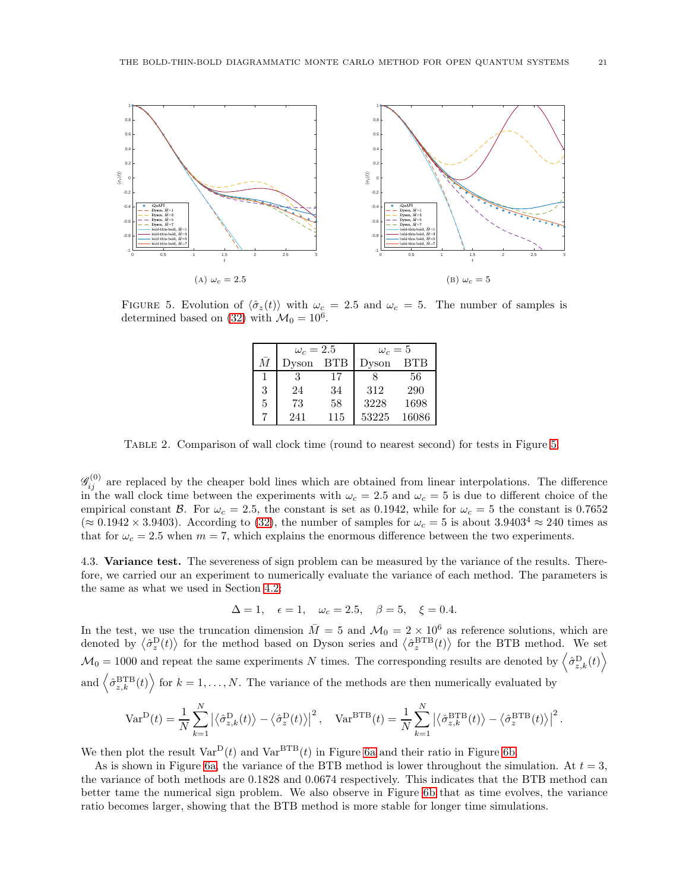(A) $\omega_c = 2.5$

(B) $\omega_c = 5$

FIGURE 5. Evolution of $\langle \hat{\sigma}_z(t) \rangle$ with $\omega_c = 2.5$ and $\omega_c = 5$. The number of samples is determined based on (32) with $\mathcal{M}_0 = 10^6$.

| | $\omega_c = 2.5$ | | $\omega_c = 5$ | |
|---|---|---|---|---|
| $\bar{M}$ | Dyson | BTB | Dyson | BTB |
| 1 | 3 | 17 | 8 | 56 |
| 3 | 24 | 34 | 312 | 290 |
| 5 | 73 | 58 | 3228 | 1698 |
| 7 | 241 | 115 | 53225 | 16086 |

TABLE 2. Comparison of wall clock time (round to nearest second) for tests in Figure 5.

$\mathscr{G}_{ij}^{(0)}$ are replaced by the cheaper bold lines which are obtained from linear interpolations. The difference in the wall clock time between the experiments with $\omega_c = 2.5$ and $\omega_c = 5$ is due to different choice of the empirical constant $\mathcal{B}$. For $\omega_c = 2.5$, the constant is set as 0.1942, while for $\omega_c = 5$ the constant is 0.7652 ($\approx 0.1942 \times 3.9403$). According to (32), the number of samples for $\omega_c = 5$ is about $3.9403^4 \approx 240$ times as that for $\omega_c = 2.5$ when $m = 7$, which explains the enormous difference between the two experiments.

4.3. **Variance test.** The severeness of sign problem can be measured by the variance of the results. Therefore, we carried our an experiment to numerically evaluate the variance of each method. The parameters is the same as what we used in Section 4.2:

$$\Delta = 1, \quad \epsilon = 1, \quad \omega_c = 2.5, \quad \beta = 5, \quad \xi = 0.4.$$

In the test, we use the truncation dimension $\bar{M} = 5$ and $\mathcal{M}_0 = 2 \times 10^6$ as reference solutions, which are denoted by $\left\langle \hat{\sigma}_z^{\mathrm{D}}(t) \right\rangle$ for the method based on Dyson series and $\left\langle \hat{\sigma}_z^{\mathrm{BTB}}(t) \right\rangle$ for the BTB method. We set $\mathcal{M}_0 = 1000$ and repeat the same experiments $N$ times. The corresponding results are denoted by $\left\langle \hat{\sigma}_{z,k}^{\mathrm{D}}(t) \right\rangle$ and $\left\langle \hat{\sigma}_{z,k}^{\mathrm{BTB}}(t) \right\rangle$ for $k = 1, \ldots, N$. The variance of the methods are then numerically evaluated by

$$\mathrm{Var}^{\mathrm{D}}(t) = \frac{1}{N} \sum_{k=1}^{N} \left| \left\langle \hat{\sigma}_{z,k}^{\mathrm{D}}(t) \right\rangle - \left\langle \hat{\sigma}_z^{\mathrm{D}}(t) \right\rangle \right|^2, \quad \mathrm{Var}^{\mathrm{BTB}}(t) = \frac{1}{N} \sum_{k=1}^{N} \left| \left\langle \hat{\sigma}_{z,k}^{\mathrm{BTB}}(t) \right\rangle - \left\langle \hat{\sigma}_z^{\mathrm{BTB}}(t) \right\rangle \right|^2.$$

We then plot the result $\mathrm{Var}^{\mathrm{D}}(t)$ and $\mathrm{Var}^{\mathrm{BTB}}(t)$ in Figure 6a and their ratio in Figure 6b.

As is shown in Figure 6a, the variance of the BTB method is lower throughout the simulation. At $t = 3$, the variance of both methods are 0.1828 and 0.0674 respectively. This indicates that the BTB method can better tame the numerical sign problem. We also observe in Figure 6b that as time evolves, the variance ratio becomes larger, showing that the BTB method is more stable for longer time simulations.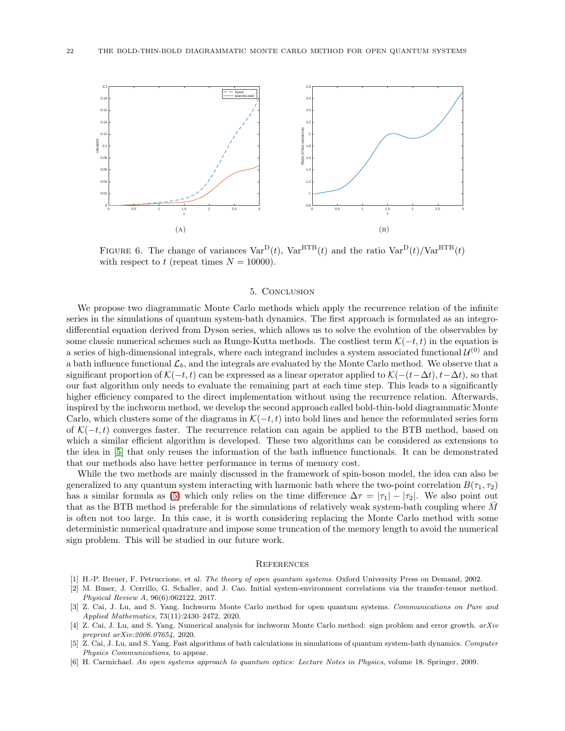(A)

(B)

FIGURE 6. The change of variances $\mathrm{Var}^{\mathrm{D}}(t)$, $\mathrm{Var}^{\mathrm{BTB}}(t)$ and the ratio $\mathrm{Var}^{\mathrm{D}}(t)/\mathrm{Var}^{\mathrm{BTB}}(t)$ with respect to $t$ (repeat times $N = 10000$).

## 5. Conclusion

We propose two diagrammatic Monte Carlo methods which apply the recurrence relation of the infinite series in the simulations of quantum system-bath dynamics. The first approach is formulated as an integro-differential equation derived from Dyson series, which allows us to solve the evolution of the observables by some classic numerical schemes such as Runge-Kutta methods. The costliest term $\mathcal{K}(-t,t)$ in the equation is a series of high-dimensional integrals, where each integrand includes a system associated functional $\mathcal{U}^{(0)}$ and a bath influence functional $\mathcal{L}_b$, and the integrals are evaluated by the Monte Carlo method. We observe that a significant proportion of $\mathcal{K}(-t,t)$ can be expressed as a linear operator applied to $\mathcal{K}(-(t-\Delta t), t-\Delta t)$, so that our fast algorithm only needs to evaluate the remaining part at each time step. This leads to a significantly higher efficiency compared to the direct implementation without using the recurrence relation. Afterwards, inspired by the inchworm method, we develop the second approach called bold-thin-bold diagrammatic Monte Carlo, which clusters some of the diagrams in $\mathcal{K}(-t,t)$ into bold lines and hence the reformulated series form of $\mathcal{K}(-t,t)$ converges faster. The recurrence relation can again be applied to the BTB method, based on which a similar efficient algorithm is developed. These two algorithms can be considered as extensions to the idea in [5] that only reuses the information of the bath influence functionals. It can be demonstrated that our methods also have better performance in terms of memory cost.

While the two methods are mainly discussed in the framework of spin-boson model, the idea can also be generalized to any quantum system interacting with harmonic bath where the two-point correlation $B(\tau_1, \tau_2)$ has a similar formula as (5) which only relies on the time difference $\Delta\tau = |\tau_1| - |\tau_2|$. We also point out that as the BTB method is preferable for the simulations of relatively weak system-bath coupling where $\bar{M}$ is often not too large. In this case, it is worth considering replacing the Monte Carlo method with some deterministic numerical quadrature and impose some truncation of the memory length to avoid the numerical sign problem. This will be studied in our future work.

## References

[1] H.-P. Breuer, F. Petruccione, et al. *The theory of open quantum systems*. Oxford University Press on Demand, 2002.

[2] M. Buser, J. Cerrillo, G. Schaller, and J. Cao. Initial system-environment correlations via the transfer-tensor method. *Physical Review A*, 96(6):062122, 2017.

[3] Z. Cai, J. Lu, and S. Yang. Inchworm Monte Carlo method for open quantum systems. *Communications on Pure and Applied Mathematics*, 73(11):2430–2472, 2020.

[4] Z. Cai, J. Lu, and S. Yang. Numerical analysis for inchworm Monte Carlo method: sign problem and error growth. *arXiv preprint arXiv:2006.07654*, 2020.

[5] Z. Cai, J. Lu, and S. Yang. Fast algorithms of bath calculations in simulations of quantum system-bath dynamics. *Computer Physics Communications*, to appear.

[6] H. Carmichael. *An open systems approach to quantum optics: Lecture Notes in Physics*, volume 18. Springer, 2009.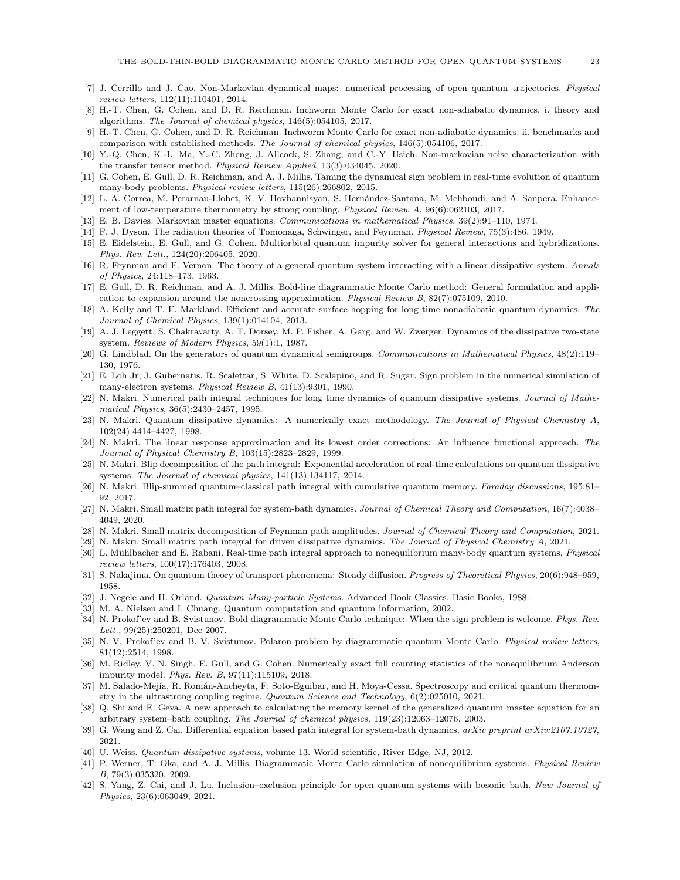[7] J. Cerrillo and J. Cao. Non-Markovian dynamical maps: numerical processing of open quantum trajectories. *Physical review letters*, 112(11):110401, 2014.

[8] H.-T. Chen, G. Cohen, and D. R. Reichman. Inchworm Monte Carlo for exact non-adiabatic dynamics. i. theory and algorithms. *The Journal of chemical physics*, 146(5):054105, 2017.

[9] H.-T. Chen, G. Cohen, and D. R. Reichman. Inchworm Monte Carlo for exact non-adiabatic dynamics. ii. benchmarks and comparison with established methods. *The Journal of chemical physics*, 146(5):054106, 2017.

[10] Y.-Q. Chen, K.-L. Ma, Y.-C. Zheng, J. Allcock, S. Zhang, and C.-Y. Hsieh. Non-markovian noise characterization with the transfer tensor method. *Physical Review Applied*, 13(3):034045, 2020.

[11] G. Cohen, E. Gull, D. R. Reichman, and A. J. Millis. Taming the dynamical sign problem in real-time evolution of quantum many-body problems. *Physical review letters*, 115(26):266802, 2015.

[12] L. A. Correa, M. Perarnau-Llobet, K. V. Hovhannisyan, S. Hernández-Santana, M. Mehboudi, and A. Sanpera. Enhancement of low-temperature thermometry by strong coupling. *Physical Review A*, 96(6):062103, 2017.

[13] E. B. Davies. Markovian master equations. *Communications in mathematical Physics*, 39(2):91–110, 1974.

[14] F. J. Dyson. The radiation theories of Tomonaga, Schwinger, and Feynman. *Physical Review*, 75(3):486, 1949.

[15] E. Eidelstein, E. Gull, and G. Cohen. Multiorbital quantum impurity solver for general interactions and hybridizations. *Phys. Rev. Lett.*, 124(20):206405, 2020.

[16] R. Feynman and F. Vernon. The theory of a general quantum system interacting with a linear dissipative system. *Annals of Physics*, 24:118–173, 1963.

[17] E. Gull, D. R. Reichman, and A. J. Millis. Bold-line diagrammatic Monte Carlo method: General formulation and application to expansion around the noncrossing approximation. *Physical Review B*, 82(7):075109, 2010.

[18] A. Kelly and T. E. Markland. Efficient and accurate surface hopping for long time nonadiabatic quantum dynamics. *The Journal of Chemical Physics*, 139(1):014104, 2013.

[19] A. J. Leggett, S. Chakravarty, A. T. Dorsey, M. P. Fisher, A. Garg, and W. Zwerger. Dynamics of the dissipative two-state system. *Reviews of Modern Physics*, 59(1):1, 1987.

[20] G. Lindblad. On the generators of quantum dynamical semigroups. *Communications in Mathematical Physics*, 48(2):119–130, 1976.

[21] E. Loh Jr, J. Gubernatis, R. Scalettar, S. White, D. Scalapino, and R. Sugar. Sign problem in the numerical simulation of many-electron systems. *Physical Review B*, 41(13):9301, 1990.

[22] N. Makri. Numerical path integral techniques for long time dynamics of quantum dissipative systems. *Journal of Mathematical Physics*, 36(5):2430–2457, 1995.

[23] N. Makri. Quantum dissipative dynamics: A numerically exact methodology. *The Journal of Physical Chemistry A*, 102(24):4414–4427, 1998.

[24] N. Makri. The linear response approximation and its lowest order corrections: An influence functional approach. *The Journal of Physical Chemistry B*, 103(15):2823–2829, 1999.

[25] N. Makri. Blip decomposition of the path integral: Exponential acceleration of real-time calculations on quantum dissipative systems. *The Journal of chemical physics*, 141(13):134117, 2014.

[26] N. Makri. Blip-summed quantum–classical path integral with cumulative quantum memory. *Faraday discussions*, 195:81–92, 2017.

[27] N. Makri. Small matrix path integral for system-bath dynamics. *Journal of Chemical Theory and Computation*, 16(7):4038–4049, 2020.

[28] N. Makri. Small matrix decomposition of Feynman path amplitudes. *Journal of Chemical Theory and Computation*, 2021.

[29] N. Makri. Small matrix path integral for driven dissipative dynamics. *The Journal of Physical Chemistry A*, 2021.

[30] L. Mühlbacher and E. Rabani. Real-time path integral approach to nonequilibrium many-body quantum systems. *Physical review letters*, 100(17):176403, 2008.

[31] S. Nakajima. On quantum theory of transport phenomena: Steady diffusion. *Progress of Theoretical Physics*, 20(6):948–959, 1958.

[32] J. Negele and H. Orland. *Quantum Many-particle Systems*. Advanced Book Classics. Basic Books, 1988.

[33] M. A. Nielsen and I. Chuang. Quantum computation and quantum information, 2002.

[34] N. Prokof'ev and B. Svistunov. Bold diagrammatic Monte Carlo technique: When the sign problem is welcome. *Phys. Rev. Lett.*, 99(25):250201, Dec 2007.

[35] N. V. Prokof'ev and B. V. Svistunov. Polaron problem by diagrammatic quantum Monte Carlo. *Physical review letters*, 81(12):2514, 1998.

[36] M. Ridley, V. N. Singh, E. Gull, and G. Cohen. Numerically exact full counting statistics of the nonequilibrium Anderson impurity model. *Phys. Rev. B*, 97(11):115109, 2018.

[37] M. Salado-Mejía, R. Román-Ancheyta, F. Soto-Eguibar, and H. Moya-Cessa. Spectroscopy and critical quantum thermometry in the ultrastrong coupling regime. *Quantum Science and Technology*, 6(2):025010, 2021.

[38] Q. Shi and E. Geva. A new approach to calculating the memory kernel of the generalized quantum master equation for an arbitrary system–bath coupling. *The Journal of chemical physics*, 119(23):12063–12076, 2003.

[39] G. Wang and Z. Cai. Differential equation based path integral for system-bath dynamics. *arXiv preprint arXiv:2107.10727*, 2021.

[40] U. Weiss. *Quantum dissipative systems*, volume 13. World scientific, River Edge, NJ, 2012.

[41] P. Werner, T. Oka, and A. J. Millis. Diagrammatic Monte Carlo simulation of nonequilibrium systems. *Physical Review B*, 79(3):035320, 2009.

[42] S. Yang, Z. Cai, and J. Lu. Inclusion–exclusion principle for open quantum systems with bosonic bath. *New Journal of Physics*, 23(6):063049, 2021.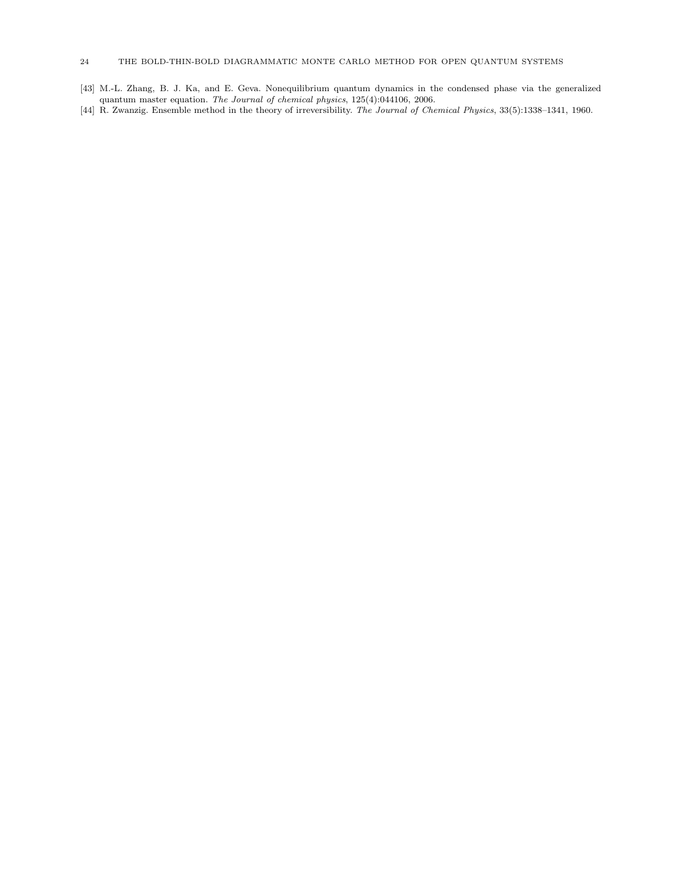[43] M.-L. Zhang, B. J. Ka, and E. Geva. Nonequilibrium quantum dynamics in the condensed phase via the generalized quantum master equation. *The Journal of chemical physics*, 125(4):044106, 2006.

[44] R. Zwanzig. Ensemble method in the theory of irreversibility. *The Journal of Chemical Physics*, 33(5):1338–1341, 1960.